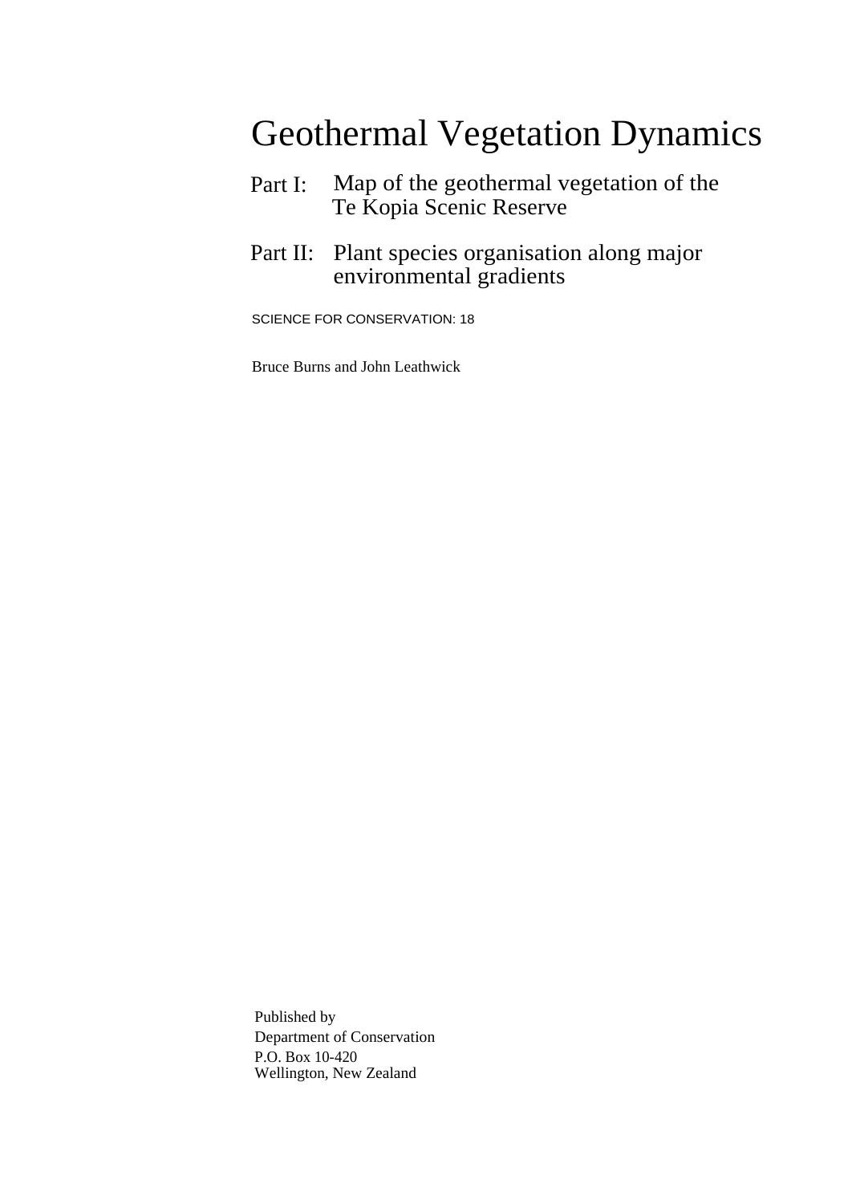# Geothermal Vegetation Dynamics

Part I: Map of the geothermal vegetation of the Te Kopia Scenic Reserve

Part II: Plant species organisation along major environmental gradients

SCIENCE FOR CONSERVATION: 18

Bruce Burns and John Leathwick

Published by
Department of Conservation
P.O. Box 10-420
Wellington, New Zealand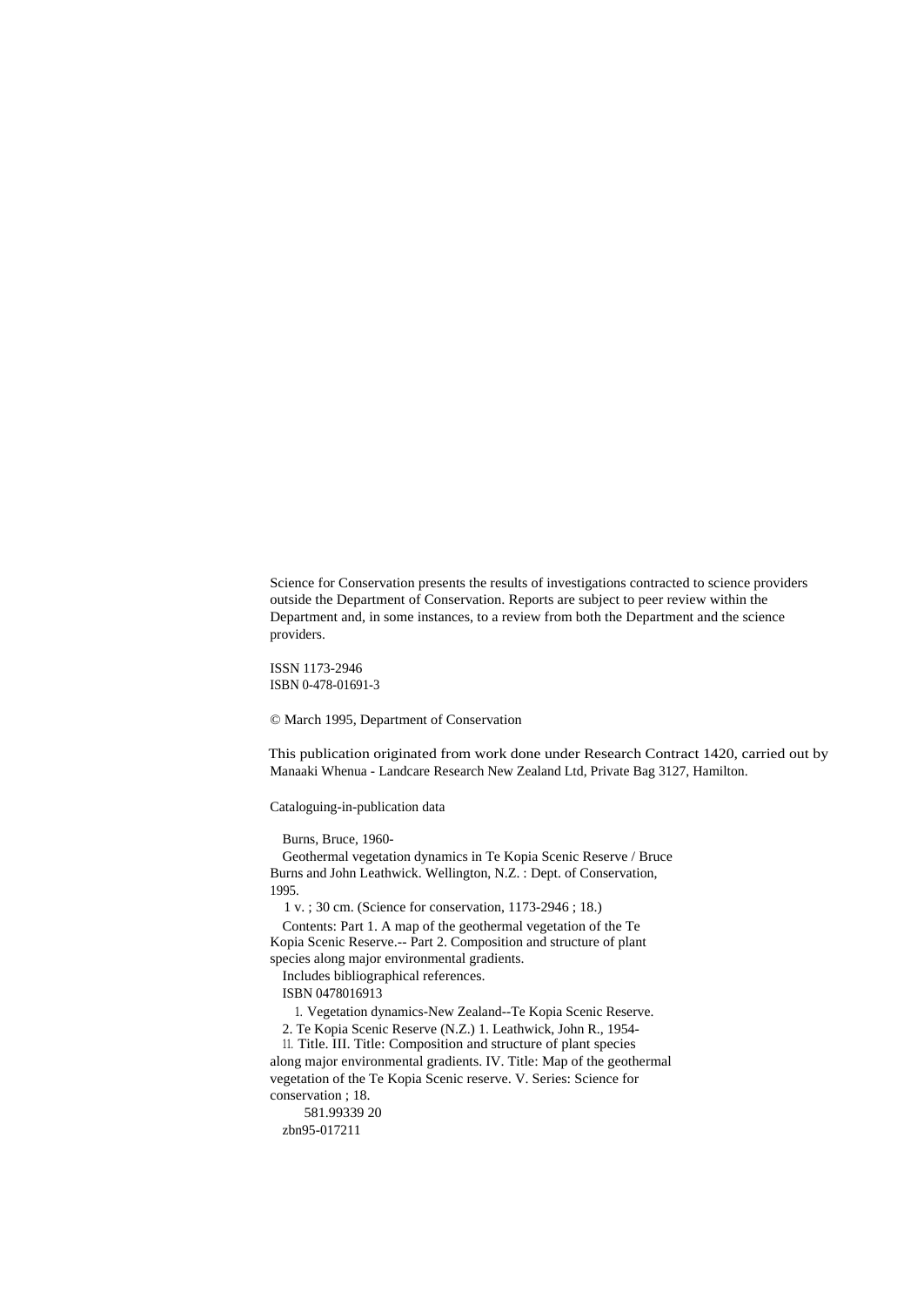Science for Conservation presents the results of investigations contracted to science providers outside the Department of Conservation. Reports are subject to peer review within the Department and, in some instances, to a review from both the Department and the science providers.

ISSN 1173-2946
ISBN 0-478-01691-3

© March 1995, Department of Conservation

This publication originated from work done under Research Contract 1420, carried out by Manaaki Whenua - Landcare Research New Zealand Ltd, Private Bag 3127, Hamilton.

Cataloguing-in-publication data

Burns, Bruce, 1960-
Geothermal vegetation dynamics in Te Kopia Scenic Reserve / Bruce Burns and John Leathwick. Wellington, N.Z. : Dept. of Conservation, 1995.
1 v. ; 30 cm. (Science for conservation, 1173-2946 ; 18.)
Contents: Part 1. A map of the geothermal vegetation of the Te Kopia Scenic Reserve.-- Part 2. Composition and structure of plant species along major environmental gradients.
Includes bibliographical references.
ISBN 0478016913
1. Vegetation dynamics-New Zealand--Te Kopia Scenic Reserve.
2. Te Kopia Scenic Reserve (N.Z.) 1. Leathwick, John R., 1954-
11. Title. III. Title: Composition and structure of plant species along major environmental gradients. IV. Title: Map of the geothermal vegetation of the Te Kopia Scenic reserve. V. Series: Science for conservation ; 18.
581.99339 20
zbn95-017211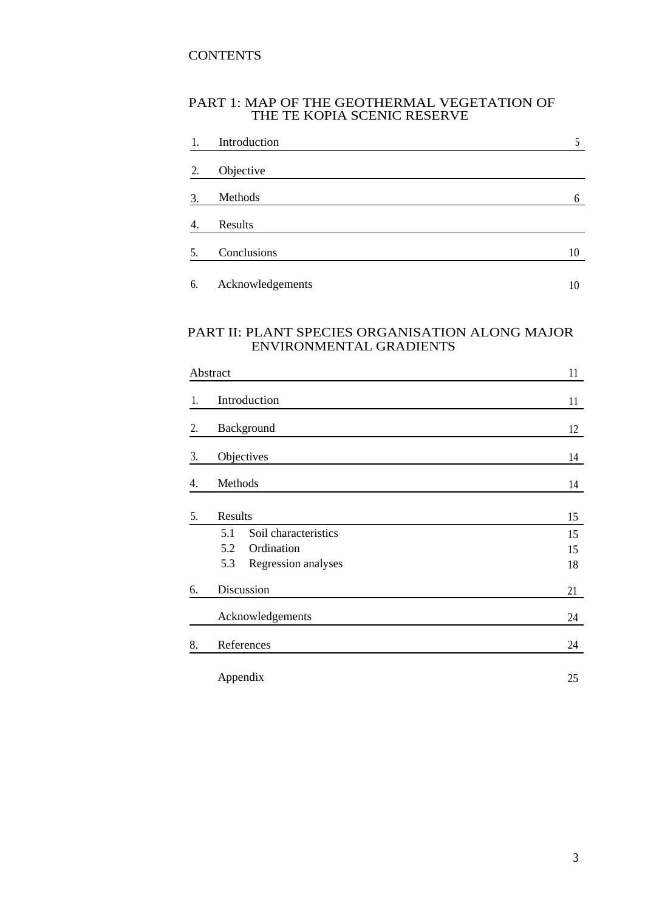# CONTENTS

## PART 1: MAP OF THE GEOTHERMAL VEGETATION OF THE TE KOPIA SCENIC RESERVE

| | | |
|---|---|---|
| 1. | Introduction | 5 |
| 2. | Objective | |
| 3. | Methods | 6 |
| 4. | Results | |
| 5. | Conclusions | 10 |
| 6. | Acknowledgements | 10 |

## PART II: PLANT SPECIES ORGANISATION ALONG MAJOR ENVIRONMENTAL GRADIENTS

| | | |
|---|---|---|
| | Abstract | 11 |
| 1. | Introduction | 11 |
| 2. | Background | 12 |
| 3. | Objectives | 14 |
| 4. | Methods | 14 |
| 5. | Results | 15 |
| | 5.1 Soil characteristics | 15 |
| | 5.2 Ordination | 15 |
| | 5.3 Regression analyses | 18 |
| 6. | Discussion | 21 |
| | Acknowledgements | 24 |
| 8. | References | 24 |
| | Appendix | 25 |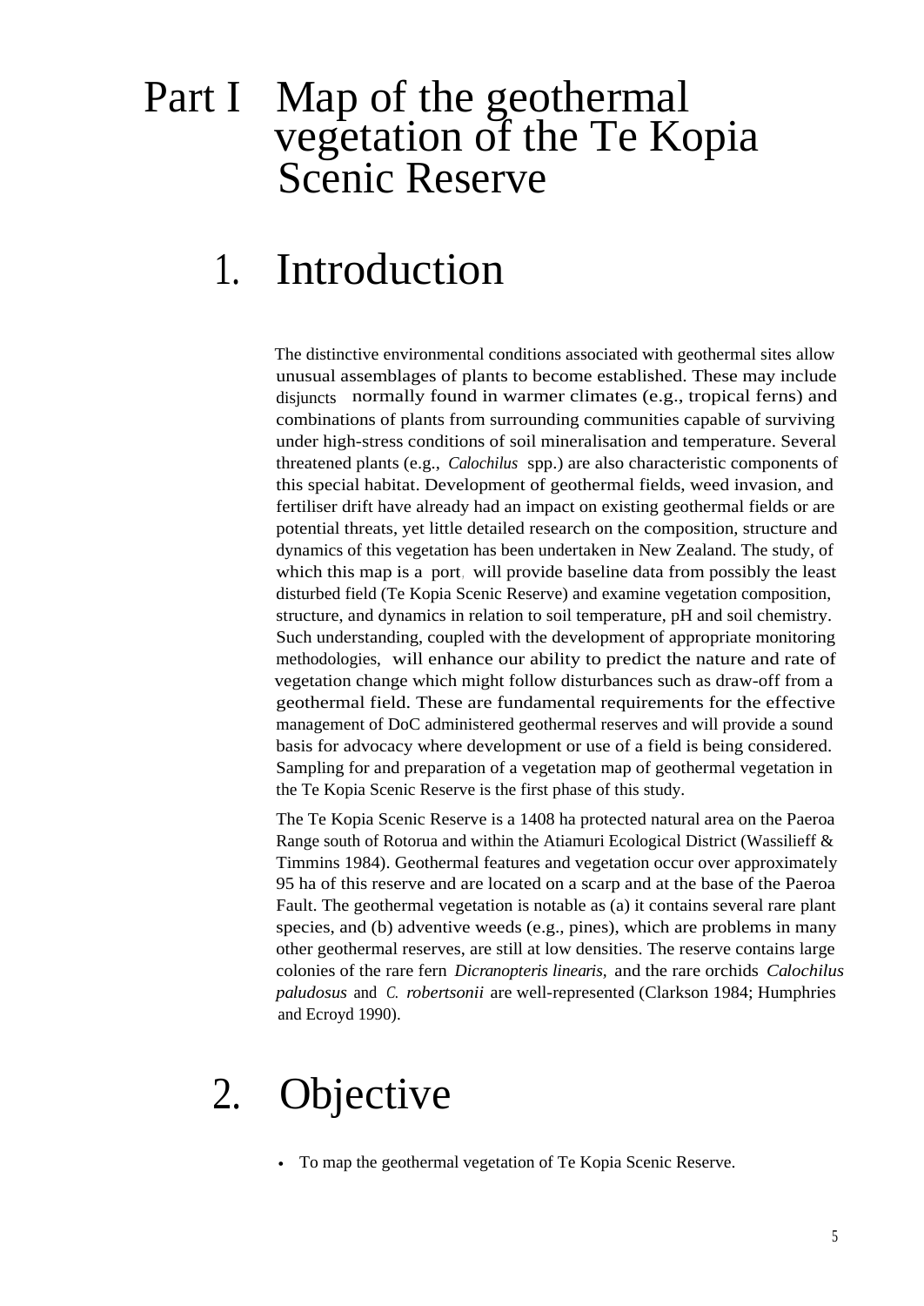# Part I Map of the geothermal vegetation of the Te Kopia Scenic Reserve

## 1. Introduction

The distinctive environmental conditions associated with geothermal sites allow unusual assemblages of plants to become established. These may include disjuncts normally found in warmer climates (e.g., tropical ferns) and combinations of plants from surrounding communities capable of surviving under high-stress conditions of soil mineralisation and temperature. Several threatened plants (e.g., *Calochilus* spp.) are also characteristic components of this special habitat. Development of geothermal fields, weed invasion, and fertiliser drift have already had an impact on existing geothermal fields or are potential threats, yet little detailed research on the composition, structure and dynamics of this vegetation has been undertaken in New Zealand. The study, of which this map is a port, will provide baseline data from possibly the least disturbed field (Te Kopia Scenic Reserve) and examine vegetation composition, structure, and dynamics in relation to soil temperature, pH and soil chemistry. Such understanding, coupled with the development of appropriate monitoring methodologies, will enhance our ability to predict the nature and rate of vegetation change which might follow disturbances such as draw-off from a geothermal field. These are fundamental requirements for the effective management of DoC administered geothermal reserves and will provide a sound basis for advocacy where development or use of a field is being considered. Sampling for and preparation of a vegetation map of geothermal vegetation in the Te Kopia Scenic Reserve is the first phase of this study.

The Te Kopia Scenic Reserve is a 1408 ha protected natural area on the Paeroa Range south of Rotorua and within the Atiamuri Ecological District (Wassilieff & Timmins 1984). Geothermal features and vegetation occur over approximately 95 ha of this reserve and are located on a scarp and at the base of the Paeroa Fault. The geothermal vegetation is notable as (a) it contains several rare plant species, and (b) adventive weeds (e.g., pines), which are problems in many other geothermal reserves, are still at low densities. The reserve contains large colonies of the rare fern *Dicranopteris linearis,* and the rare orchids *Calochilus paludosus* and *C. robertsonii* are well-represented (Clarkson 1984; Humphries and Ecroyd 1990).

## 2. Objective

- To map the geothermal vegetation of Te Kopia Scenic Reserve.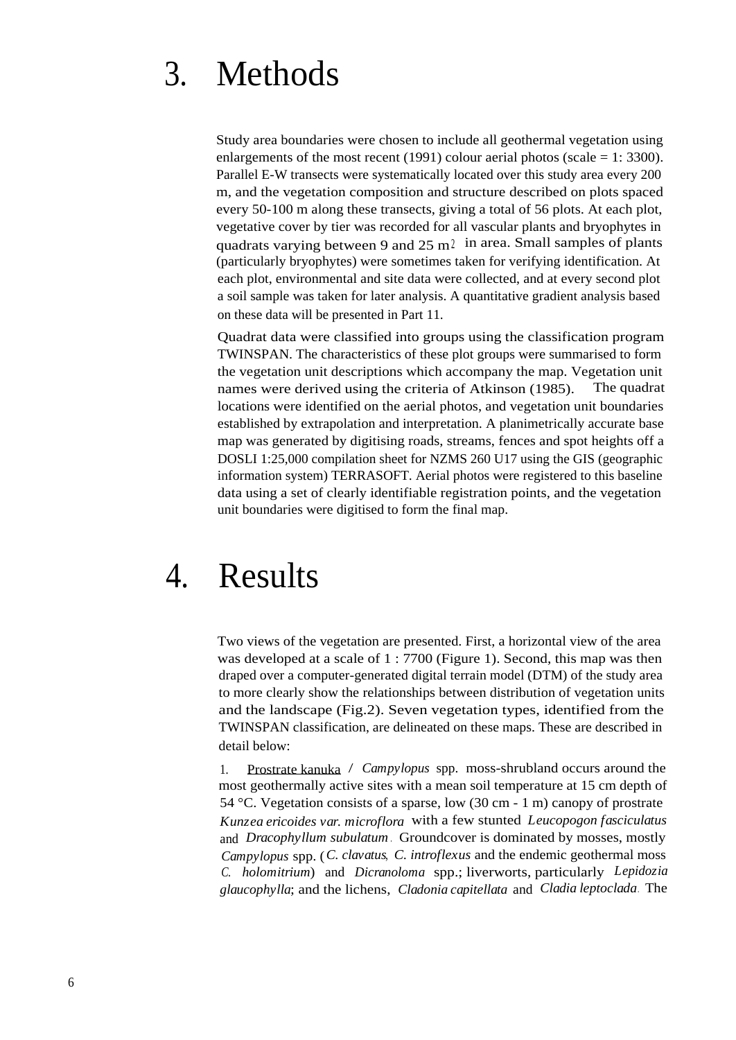# 3. Methods

Study area boundaries were chosen to include all geothermal vegetation using enlargements of the most recent (1991) colour aerial photos (scale = 1: 3300). Parallel E-W transects were systematically located over this study area every 200 m, and the vegetation composition and structure described on plots spaced every 50-100 m along these transects, giving a total of 56 plots. At each plot, vegetative cover by tier was recorded for all vascular plants and bryophytes in quadrats varying between 9 and 25 $m^2$ in area. Small samples of plants (particularly bryophytes) were sometimes taken for verifying identification. At each plot, environmental and site data were collected, and at every second plot a soil sample was taken for later analysis. A quantitative gradient analysis based on these data will be presented in Part 11.

Quadrat data were classified into groups using the classification program TWINSPAN. The characteristics of these plot groups were summarised to form the vegetation unit descriptions which accompany the map. Vegetation unit names were derived using the criteria of Atkinson (1985). The quadrat locations were identified on the aerial photos, and vegetation unit boundaries established by extrapolation and interpretation. A planimetrically accurate base map was generated by digitising roads, streams, fences and spot heights off a DOSLI 1:25,000 compilation sheet for NZMS 260 U17 using the GIS (geographic information system) TERRASOFT. Aerial photos were registered to this baseline data using a set of clearly identifiable registration points, and the vegetation unit boundaries were digitised to form the final map.

# 4. Results

Two views of the vegetation are presented. First, a horizontal view of the area was developed at a scale of 1 : 7700 (Figure 1). Second, this map was then draped over a computer-generated digital terrain model (DTM) of the study area to more clearly show the relationships between distribution of vegetation units and the landscape (Fig.2). Seven vegetation types, identified from the TWINSPAN classification, are delineated on these maps. These are described in detail below:

1. Prostrate kanuka / *Campylopus* spp. moss-shrubland occurs around the most geothermally active sites with a mean soil temperature at 15 cm depth of 54 °C. Vegetation consists of a sparse, low (30 cm - 1 m) canopy of prostrate *Kunzea ericoides var. microflora* with a few stunted *Leucopogon fasciculatus* and *Dracophyllum subulatum*. Groundcover is dominated by mosses, mostly *Campylopus* spp. (*C. clavatus*, *C. introflexus* and the endemic geothermal moss *C. holomitrium*) and *Dicranoloma* spp.; liverworts, particularly *Lepidozia glaucophylla*; and the lichens, *Cladonia capitellata* and *Cladia leptoclada*. The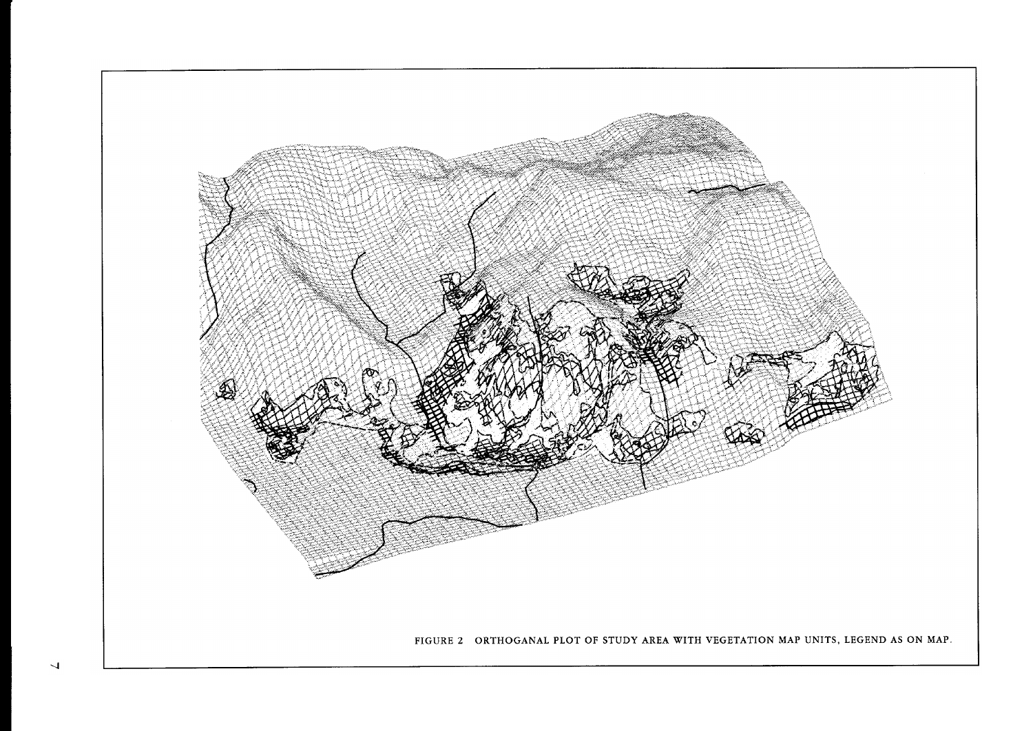FIGURE 2 ORTHOGANAL PLOT OF STUDY AREA WITH VEGETATION MAP UNITS, LEGEND AS ON MAP.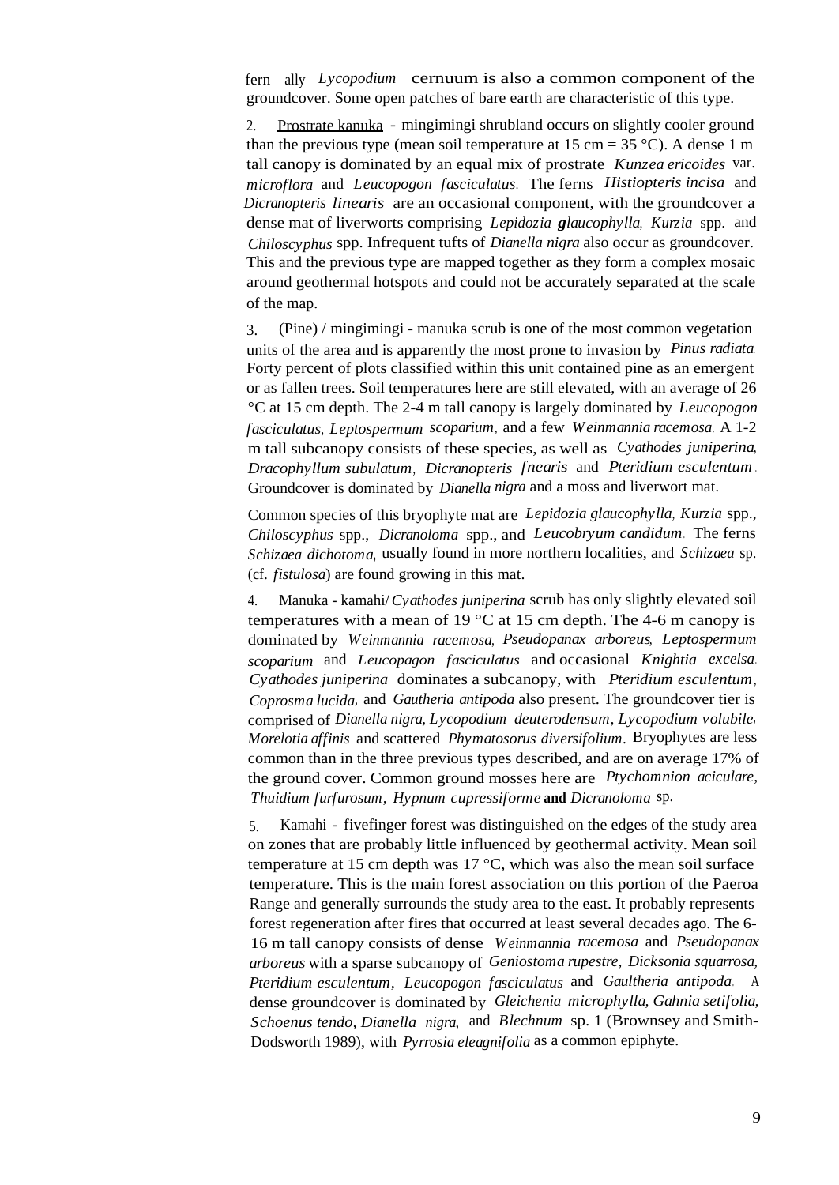fern ally *Lycopodium* cernuum is also a common component of the groundcover. Some open patches of bare earth are characteristic of this type.

2. Prostrate kanuka - mingimingi shrubland occurs on slightly cooler ground than the previous type (mean soil temperature at 15 cm = 35 °C). A dense 1 m tall canopy is dominated by an equal mix of prostrate *Kunzea ericoides* var. *microflora* and *Leucopogon fasciculatus*. The ferns *Histiopteris incisa* and *Dicranopteris linearis* are an occasional component, with the groundcover a dense mat of liverworts comprising *Lepidozia glaucophylla*, *Kurzia* spp. and *Chiloscyphus* spp. Infrequent tufts of *Dianella nigra* also occur as groundcover. This and the previous type are mapped together as they form a complex mosaic around geothermal hotspots and could not be accurately separated at the scale of the map.

3. (Pine) / mingimingi - manuka scrub is one of the most common vegetation units of the area and is apparently the most prone to invasion by *Pinus radiata*. Forty percent of plots classified within this unit contained pine as an emergent or as fallen trees. Soil temperatures here are still elevated, with an average of 26 °C at 15 cm depth. The 2-4 m tall canopy is largely dominated by *Leucopogon fasciculatus*, *Leptospermum scoparium*, and a few *Weinmannia racemosa*. A 1-2 m tall subcanopy consists of these species, as well as *Cyathodes juniperina*, *Dracophyllum subulatum*, *Dicranopteris fnearis* and *Pteridium esculentum*. Groundcover is dominated by *Dianella nigra* and a moss and liverwort mat.

Common species of this bryophyte mat are *Lepidozia glaucophylla*, *Kurzia* spp., *Chiloscyphus* spp., *Dicranoloma* spp., and *Leucobryum candidum*. The ferns *Schizaea dichotoma*, usually found in more northern localities, and *Schizaea* sp. (cf. *fistulosa*) are found growing in this mat.

4. Manuka - kamahi/ *Cyathodes juniperina* scrub has only slightly elevated soil temperatures with a mean of 19 °C at 15 cm depth. The 4-6 m canopy is dominated by *Weinmannia racemosa*, *Pseudopanax arboreus*, *Leptospermum scoparium* and *Leucopagon fasciculatus* and occasional *Knightia excelsa*. *Cyathodes juniperina* dominates a subcanopy, with *Pteridium esculentum*, *Coprosma lucida*, and *Gautheria antipoda* also present. The groundcover tier is comprised of *Dianella nigra, Lycopodium deuterodensum*, *Lycopodium volubile*, *Morelotia affinis* and scattered *Phymatosorus diversifolium*. Bryophytes are less common than in the three previous types described, and are on average 17% of the ground cover. Common ground mosses here are *Ptychomnion aciculare, Thuidium furfurosum*, *Hypnum cupressiforme* **and** *Dicranoloma* sp.

5. Kamahi - fivefinger forest was distinguished on the edges of the study area on zones that are probably little influenced by geothermal activity. Mean soil temperature at 15 cm depth was 17 °C, which was also the mean soil surface temperature. This is the main forest association on this portion of the Paeroa Range and generally surrounds the study area to the east. It probably represents forest regeneration after fires that occurred at least several decades ago. The 6-16 m tall canopy consists of dense *Weinmannia racemosa* and *Pseudopanax arboreus* with a sparse subcanopy of *Geniostoma rupestre, Dicksonia squarrosa, Pteridium esculentum*, *Leucopogon fasciculatus* and *Gaultheria antipoda*. A dense groundcover is dominated by *Gleichenia microphylla, Gahnia setifolia, Schoenus tendo, Dianella nigra,* and *Blechnum* sp. 1 (Brownsey and Smith-Dodsworth 1989), with *Pyrrosia eleagnifolia* as a common epiphyte.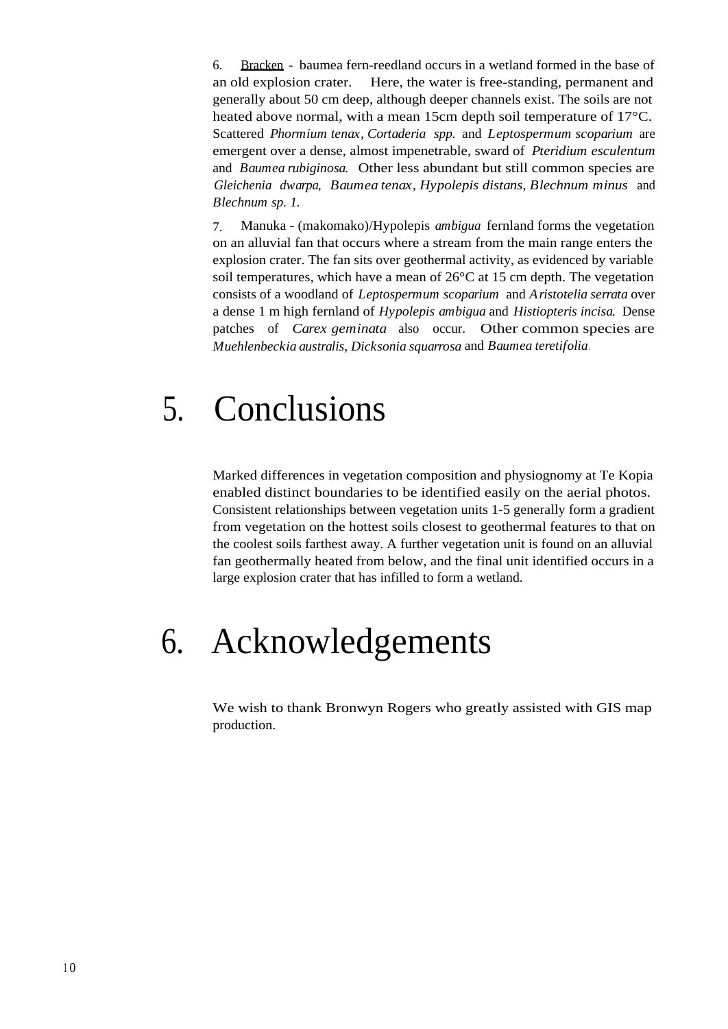6. Bracken - baumea fern-reedland occurs in a wetland formed in the base of an old explosion crater. Here, the water is free-standing, permanent and generally about 50 cm deep, although deeper channels exist. The soils are not heated above normal, with a mean 15cm depth soil temperature of 17°C. Scattered *Phormium tenax*, *Cortaderia spp.* and *Leptospermum scoparium* are emergent over a dense, almost impenetrable, sward of *Pteridium esculentum* and *Baumea rubiginosa*. Other less abundant but still common species are *Gleichenia dwarpa*, *Baumea tenax*, *Hypolepis distans*, *Blechnum minus* and *Blechnum sp. 1.*

7. Manuka - (makomako)/Hypolepis *ambigua* fernland forms the vegetation on an alluvial fan that occurs where a stream from the main range enters the explosion crater. The fan sits over geothermal activity, as evidenced by variable soil temperatures, which have a mean of 26°C at 15 cm depth. The vegetation consists of a woodland of *Leptospermum scoparium* and *Aristotelia serrata* over a dense 1 m high fernland of *Hypolepis ambigua* and *Histiopteris incisa*. Dense patches of *Carex geminata* also occur. Other common species are *Muehlenbeckia australis, Dicksonia squarrosa* and *Baumea teretifolia*.

# 5. Conclusions

Marked differences in vegetation composition and physiognomy at Te Kopia enabled distinct boundaries to be identified easily on the aerial photos. Consistent relationships between vegetation units 1-5 generally form a gradient from vegetation on the hottest soils closest to geothermal features to that on the coolest soils farthest away. A further vegetation unit is found on an alluvial fan geothermally heated from below, and the final unit identified occurs in a large explosion crater that has infilled to form a wetland.

# 6. Acknowledgements

We wish to thank Bronwyn Rogers who greatly assisted with GIS map production.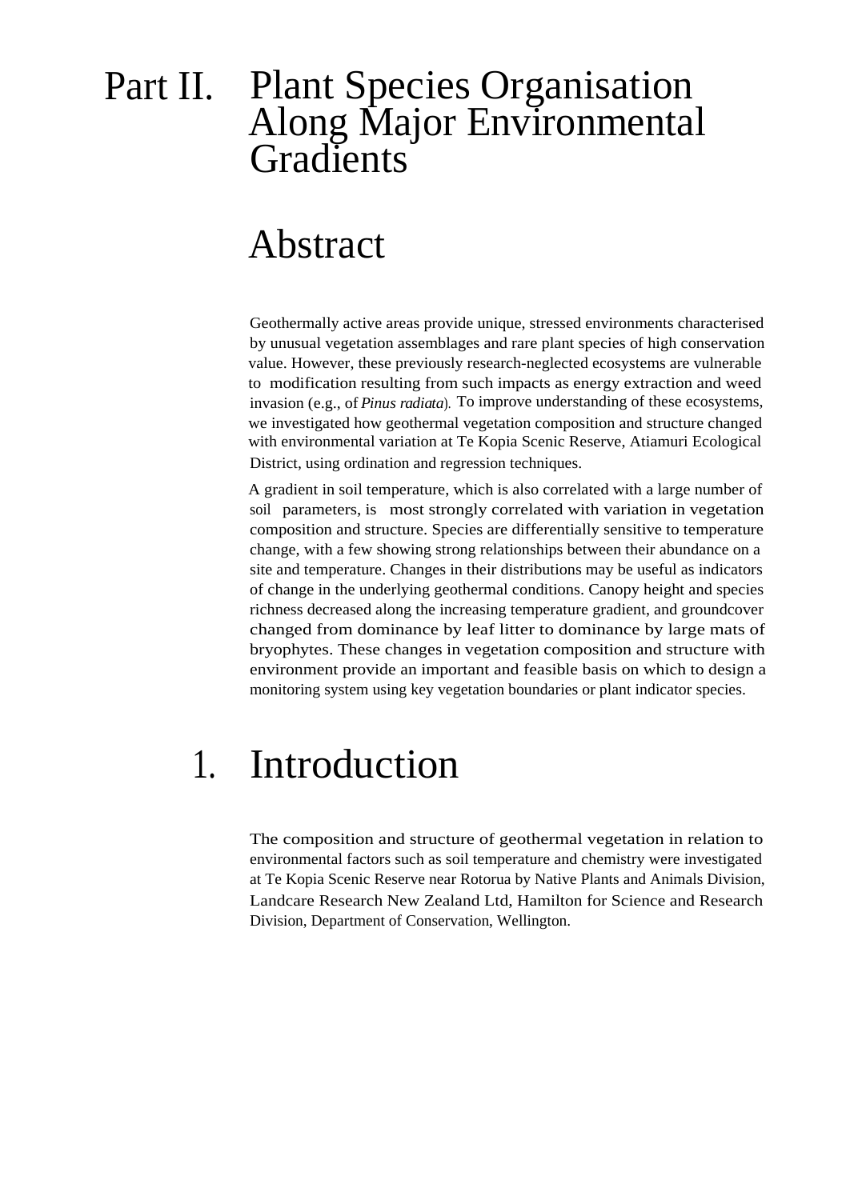# Part II. Plant Species Organisation Along Major Environmental Gradients

## Abstract

Geothermally active areas provide unique, stressed environments characterised by unusual vegetation assemblages and rare plant species of high conservation value. However, these previously research-neglected ecosystems are vulnerable to modification resulting from such impacts as energy extraction and weed invasion (e.g., of *Pinus radiata*). To improve understanding of these ecosystems, we investigated how geothermal vegetation composition and structure changed with environmental variation at Te Kopia Scenic Reserve, Atiamuri Ecological District, using ordination and regression techniques.

A gradient in soil temperature, which is also correlated with a large number of soil parameters, is most strongly correlated with variation in vegetation composition and structure. Species are differentially sensitive to temperature change, with a few showing strong relationships between their abundance on a site and temperature. Changes in their distributions may be useful as indicators of change in the underlying geothermal conditions. Canopy height and species richness decreased along the increasing temperature gradient, and groundcover changed from dominance by leaf litter to dominance by large mats of bryophytes. These changes in vegetation composition and structure with environment provide an important and feasible basis on which to design a monitoring system using key vegetation boundaries or plant indicator species.

## 1. Introduction

The composition and structure of geothermal vegetation in relation to environmental factors such as soil temperature and chemistry were investigated at Te Kopia Scenic Reserve near Rotorua by Native Plants and Animals Division, Landcare Research New Zealand Ltd, Hamilton for Science and Research Division, Department of Conservation, Wellington.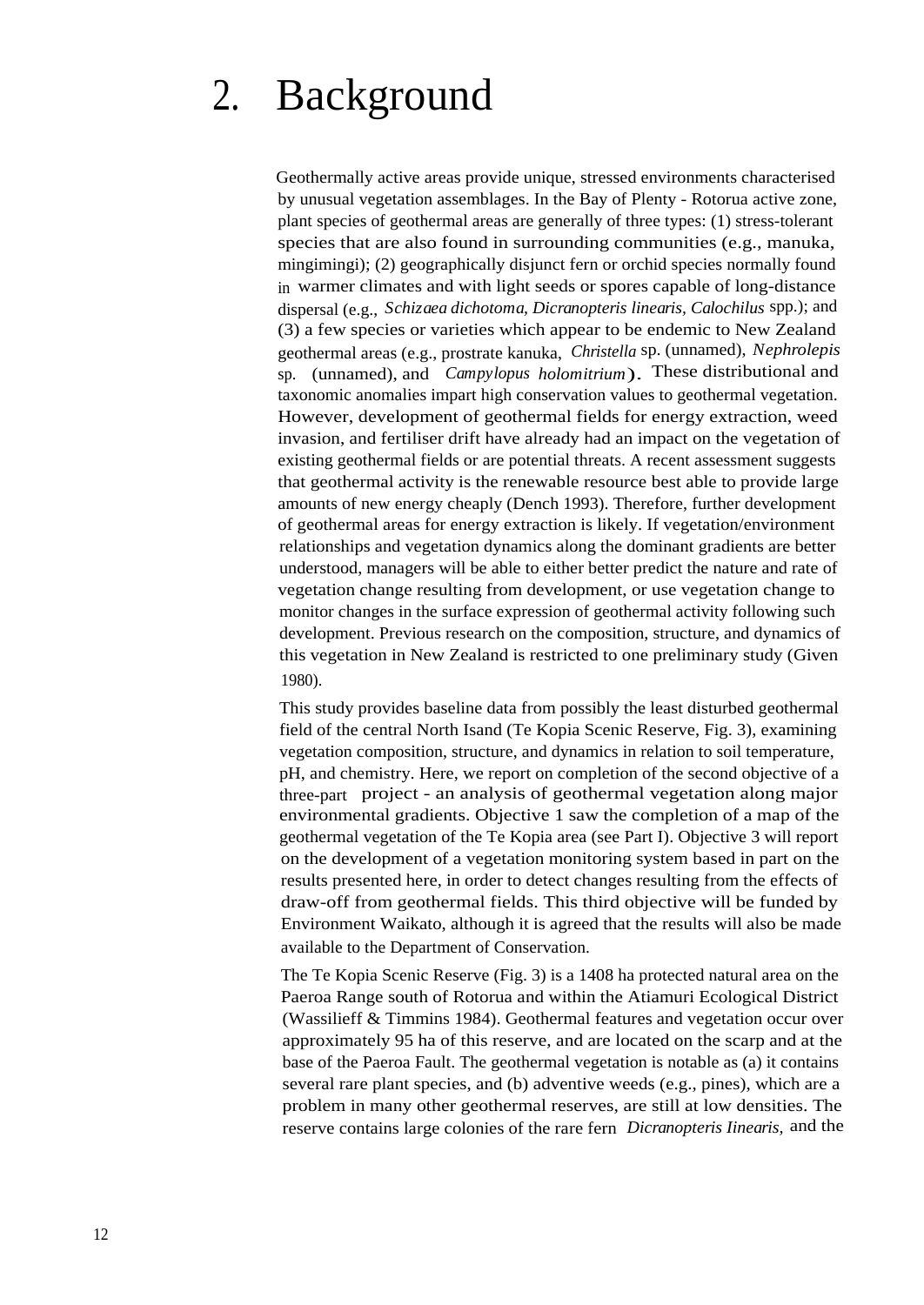# 2. Background

Geothermally active areas provide unique, stressed environments characterised by unusual vegetation assemblages. In the Bay of Plenty - Rotorua active zone, plant species of geothermal areas are generally of three types: (1) stress-tolerant species that are also found in surrounding communities (e.g., manuka, mingimingi); (2) geographically disjunct fern or orchid species normally found in warmer climates and with light seeds or spores capable of long-distance dispersal (e.g., *Schizaea dichotoma*, *Dicranopteris linearis*, *Calochilus* spp.); and (3) a few species or varieties which appear to be endemic to New Zealand geothermal areas (e.g., prostrate kanuka, *Christella* sp. (unnamed), *Nephrolepis* sp. (unnamed), and *Campylopus holomitrium*). These distributional and taxonomic anomalies impart high conservation values to geothermal vegetation. However, development of geothermal fields for energy extraction, weed invasion, and fertiliser drift have already had an impact on the vegetation of existing geothermal fields or are potential threats. A recent assessment suggests that geothermal activity is the renewable resource best able to provide large amounts of new energy cheaply (Dench 1993). Therefore, further development of geothermal areas for energy extraction is likely. If vegetation/environment relationships and vegetation dynamics along the dominant gradients are better understood, managers will be able to either better predict the nature and rate of vegetation change resulting from development, or use vegetation change to monitor changes in the surface expression of geothermal activity following such development. Previous research on the composition, structure, and dynamics of this vegetation in New Zealand is restricted to one preliminary study (Given 1980).

This study provides baseline data from possibly the least disturbed geothermal field of the central North Isand (Te Kopia Scenic Reserve, Fig. 3), examining vegetation composition, structure, and dynamics in relation to soil temperature, pH, and chemistry. Here, we report on completion of the second objective of a three-part project - an analysis of geothermal vegetation along major environmental gradients. Objective 1 saw the completion of a map of the geothermal vegetation of the Te Kopia area (see Part I). Objective 3 will report on the development of a vegetation monitoring system based in part on the results presented here, in order to detect changes resulting from the effects of draw-off from geothermal fields. This third objective will be funded by Environment Waikato, although it is agreed that the results will also be made available to the Department of Conservation.

The Te Kopia Scenic Reserve (Fig. 3) is a 1408 ha protected natural area on the Paeroa Range south of Rotorua and within the Atiamuri Ecological District (Wassilieff & Timmins 1984). Geothermal features and vegetation occur over approximately 95 ha of this reserve, and are located on the scarp and at the base of the Paeroa Fault. The geothermal vegetation is notable as (a) it contains several rare plant species, and (b) adventive weeds (e.g., pines), which are a problem in many other geothermal reserves, are still at low densities. The reserve contains large colonies of the rare fern *Dicranopteris Iinearis,* and the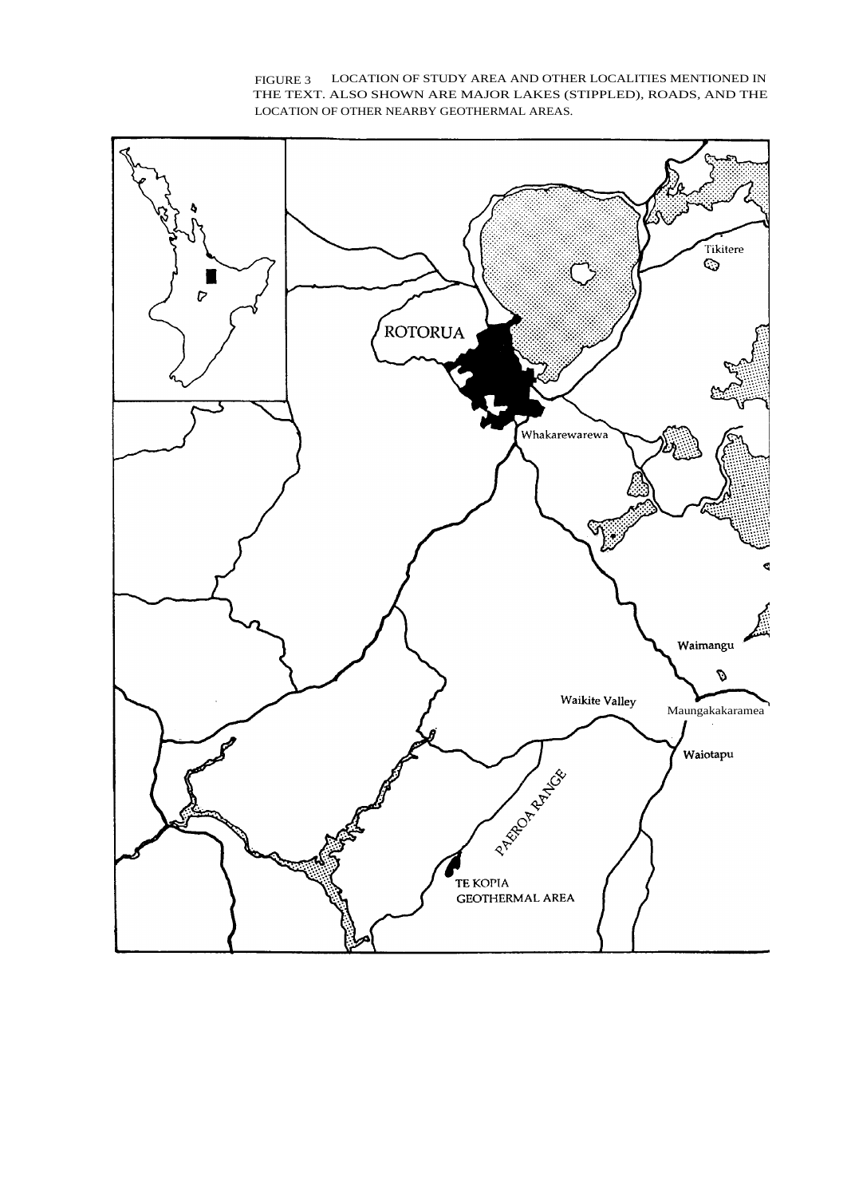FIGURE 3 LOCATION OF STUDY AREA AND OTHER LOCALITIES MENTIONED IN THE TEXT. ALSO SHOWN ARE MAJOR LAKES (STIPPLED), ROADS, AND THE LOCATION OF OTHER NEARBY GEOTHERMAL AREAS.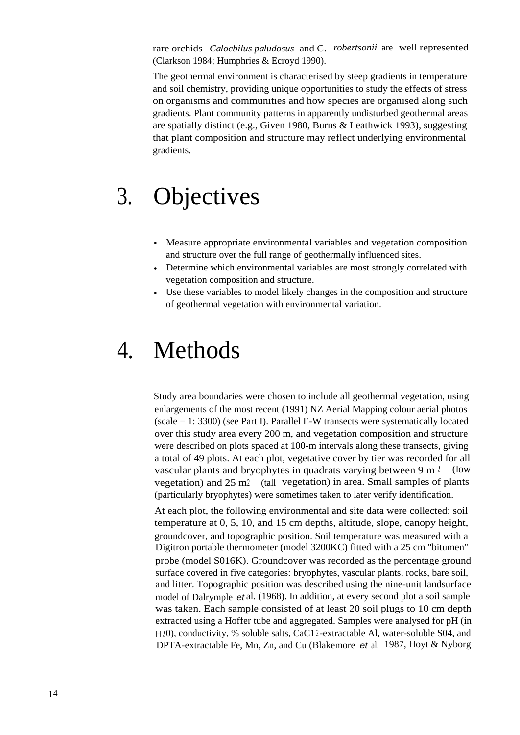rare orchids *Calocbilus paludosus* and C. *robertsonii* are well represented (Clarkson 1984; Humphries & Ecroyd 1990).

The geothermal environment is characterised by steep gradients in temperature and soil chemistry, providing unique opportunities to study the effects of stress on organisms and communities and how species are organised along such gradients. Plant community patterns in apparently undisturbed geothermal areas are spatially distinct (e.g., Given 1980, Burns & Leathwick 1993), suggesting that plant composition and structure may reflect underlying environmental gradients.

# 3. Objectives

- Measure appropriate environmental variables and vegetation composition and structure over the full range of geothermally influenced sites.
- Determine which environmental variables are most strongly correlated with vegetation composition and structure.
- Use these variables to model likely changes in the composition and structure of geothermal vegetation with environmental variation.

# 4. Methods

Study area boundaries were chosen to include all geothermal vegetation, using enlargements of the most recent (1991) NZ Aerial Mapping colour aerial photos (scale = 1: 3300) (see Part I). Parallel E-W transects were systematically located over this study area every 200 m, and vegetation composition and structure were described on plots spaced at 100-m intervals along these transects, giving a total of 49 plots. At each plot, vegetative cover by tier was recorded for all vascular plants and bryophytes in quadrats varying between 9 $m^2$ (low vegetation) and 25 $m^2$ (tall vegetation) in area. Small samples of plants (particularly bryophytes) were sometimes taken to later verify identification.

At each plot, the following environmental and site data were collected: soil temperature at 0, 5, 10, and 15 cm depths, altitude, slope, canopy height, groundcover, and topographic position. Soil temperature was measured with a Digitron portable thermometer (model 3200KC) fitted with a 25 cm "bitumen" probe (model S016K). Groundcover was recorded as the percentage ground surface covered in five categories: bryophytes, vascular plants, rocks, bare soil, and litter. Topographic position was described using the nine-unit landsurface model of Dalrymple *et* al. (1968). In addition, at every second plot a soil sample was taken. Each sample consisted of at least 20 soil plugs to 10 cm depth extracted using a Hoffer tube and aggregated. Samples were analysed for pH (in $H_2O$), conductivity, % soluble salts, $CaCl_2$-extractable Al, water-soluble $SO_4$, and DPTA-extractable Fe, Mn, Zn, and Cu (Blakemore *et* al. 1987, Hoyt & Nyborg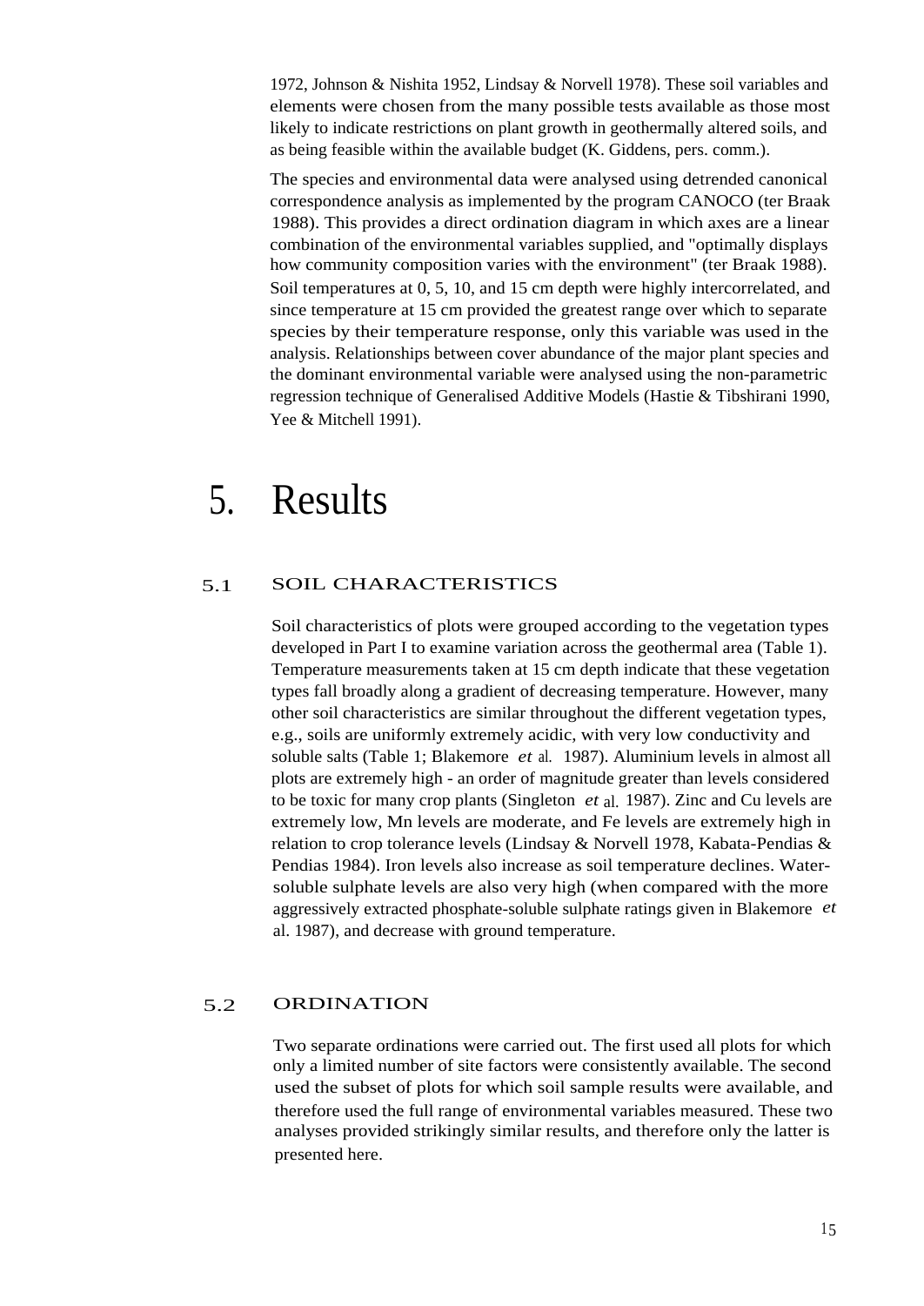1972, Johnson & Nishita 1952, Lindsay & Norvell 1978). These soil variables and elements were chosen from the many possible tests available as those most likely to indicate restrictions on plant growth in geothermally altered soils, and as being feasible within the available budget (K. Giddens, pers. comm.).

The species and environmental data were analysed using detrended canonical correspondence analysis as implemented by the program CANOCO (ter Braak 1988). This provides a direct ordination diagram in which axes are a linear combination of the environmental variables supplied, and "optimally displays how community composition varies with the environment" (ter Braak 1988). Soil temperatures at 0, 5, 10, and 15 cm depth were highly intercorrelated, and since temperature at 15 cm provided the greatest range over which to separate species by their temperature response, only this variable was used in the analysis. Relationships between cover abundance of the major plant species and the dominant environmental variable were analysed using the non-parametric regression technique of Generalised Additive Models (Hastie & Tibshirani 1990, Yee & Mitchell 1991).

# 5. Results

## 5.1 SOIL CHARACTERISTICS

Soil characteristics of plots were grouped according to the vegetation types developed in Part I to examine variation across the geothermal area (Table 1). Temperature measurements taken at 15 cm depth indicate that these vegetation types fall broadly along a gradient of decreasing temperature. However, many other soil characteristics are similar throughout the different vegetation types, e.g., soils are uniformly extremely acidic, with very low conductivity and soluble salts (Table 1; Blakemore *et al.* 1987). Aluminium levels in almost all plots are extremely high - an order of magnitude greater than levels considered to be toxic for many crop plants (Singleton *et al.* 1987). Zinc and Cu levels are extremely low, Mn levels are moderate, and Fe levels are extremely high in relation to crop tolerance levels (Lindsay & Norvell 1978, Kabata-Pendias & Pendias 1984). Iron levels also increase as soil temperature declines. Water-soluble sulphate levels are also very high (when compared with the more aggressively extracted phosphate-soluble sulphate ratings given in Blakemore *et al.* 1987), and decrease with ground temperature.

## 5.2 ORDINATION

Two separate ordinations were carried out. The first used all plots for which only a limited number of site factors were consistently available. The second used the subset of plots for which soil sample results were available, and therefore used the full range of environmental variables measured. These two analyses provided strikingly similar results, and therefore only the latter is presented here.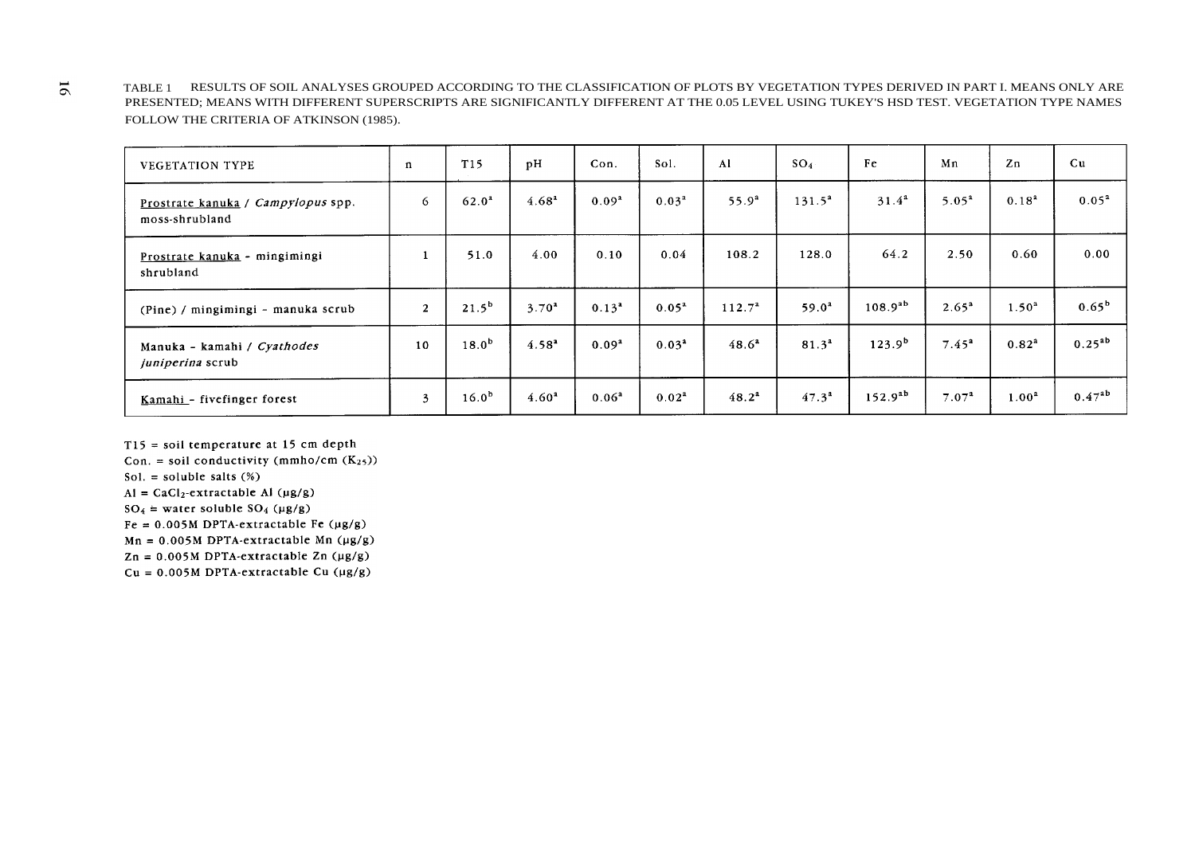TABLE 1 RESULTS OF SOIL ANALYSES GROUPED ACCORDING TO THE CLASSIFICATION OF PLOTS BY VEGETATION TYPES DERIVED IN PART I. MEANS ONLY ARE PRESENTED; MEANS WITH DIFFERENT SUPERSCRIPTS ARE SIGNIFICANTLY DIFFERENT AT THE 0.05 LEVEL USING TUKEY'S HSD TEST. VEGETATION TYPE NAMES FOLLOW THE CRITERIA OF ATKINSON (1985).

| VEGETATION TYPE | n | T15 | pH | Con. | Sol. | Al | $SO_4$ | Fe | Mn | Zn | Cu |
|---|---|---|---|---|---|---|---|---|---|---|---|
| Prostrate kanuka / *Campylopus* spp. moss-shrubland | 6 | $62.0^{a}$ | $4.68^{a}$ | $0.09^{a}$ | $0.03^{a}$ | $55.9^{a}$ | $131.5^{a}$ | $31.4^{a}$ | $5.05^{a}$ | $0.18^{a}$ | $0.05^{a}$ |
| Prostrate kanuka - mingimingi shrubland | 1 | 51.0 | 4.00 | 0.10 | 0.04 | 108.2 | 128.0 | 64.2 | 2.50 | 0.60 | 0.00 |
| (Pine) / mingimingi - manuka scrub | 2 | $21.5^{b}$ | $3.70^{a}$ | $0.13^{a}$ | $0.05^{a}$ | $112.7^{a}$ | $59.0^{a}$ | $108.9^{ab}$ | $2.65^{a}$ | $1.50^{a}$ | $0.65^{b}$ |
| Manuka - kamahi / *Cyathodes juniperina* scrub | 10 | $18.0^{b}$ | $4.58^{a}$ | $0.09^{a}$ | $0.03^{a}$ | $48.6^{a}$ | $81.3^{a}$ | $123.9^{b}$ | $7.45^{a}$ | $0.82^{a}$ | $0.25^{ab}$ |
| Kamahi - fivefinger forest | 3 | $16.0^{b}$ | $4.60^{a}$ | $0.06^{a}$ | $0.02^{a}$ | $48.2^{a}$ | $47.3^{a}$ | $152.9^{ab}$ | $7.07^{a}$ | $1.00^{a}$ | $0.47^{ab}$ |

T15 = soil temperature at 15 cm depth
Con. = soil conductivity (mmho/cm ($K_{25}$))
Sol. = soluble salts (%)
Al = $CaCl_2$-extractable Al (μg/g)
$SO_4$ = water soluble $SO_4$ (μg/g)
Fe = 0.005M DPTA-extractable Fe (μg/g)
Mn = 0.005M DPTA-extractable Mn (μg/g)
Zn = 0.005M DPTA-extractable Zn (μg/g)
Cu = 0.005M DPTA-extractable Cu (μg/g)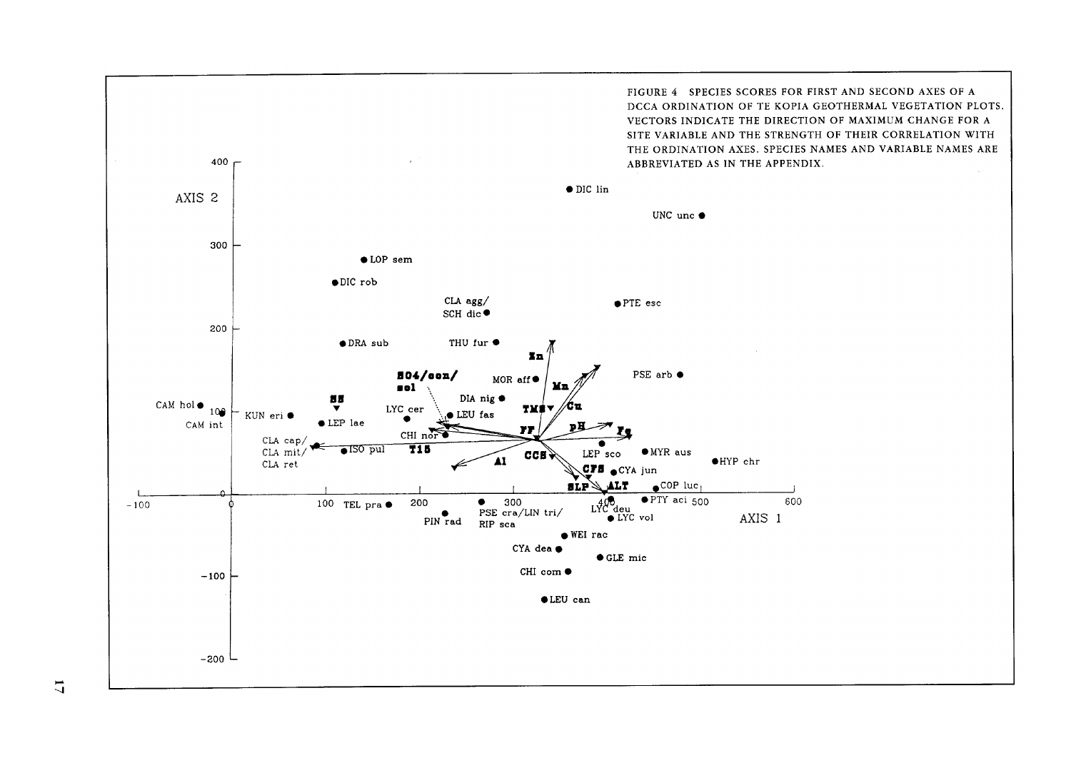FIGURE 4 SPECIES SCORES FOR FIRST AND SECOND AXES OF A DCCA ORDINATION OF TE KOPIA GEOTHERMAL VEGETATION PLOTS. VECTORS INDICATE THE DIRECTION OF MAXIMUM CHANGE FOR A SITE VARIABLE AND THE STRENGTH OF THEIR CORRELATION WITH THE ORDINATION AXES. SPECIES NAMES AND VARIABLE NAMES ARE ABBREVIATED AS IN THE APPENDIX.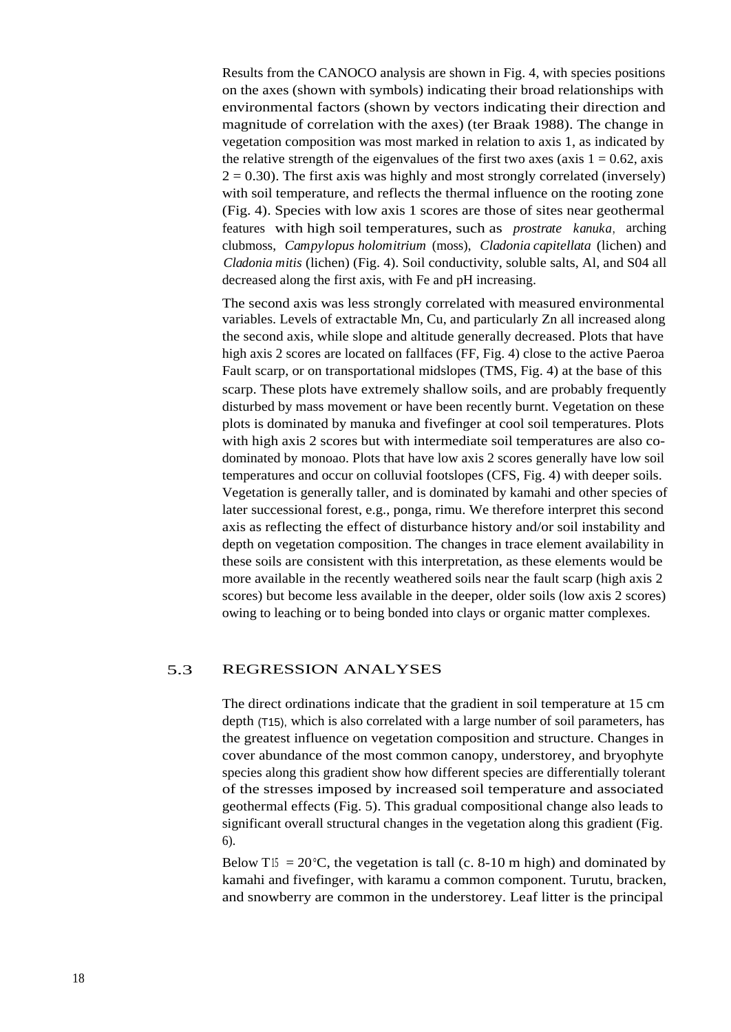Results from the CANOCO analysis are shown in Fig. 4, with species positions on the axes (shown with symbols) indicating their broad relationships with environmental factors (shown by vectors indicating their direction and magnitude of correlation with the axes) (ter Braak 1988). The change in vegetation composition was most marked in relation to axis 1, as indicated by the relative strength of the eigenvalues of the first two axes (axis 1 = 0.62, axis 2 = 0.30). The first axis was highly and most strongly correlated (inversely) with soil temperature, and reflects the thermal influence on the rooting zone (Fig. 4). Species with low axis 1 scores are those of sites near geothermal features with high soil temperatures, such as *prostrate kanuka*, arching clubmoss, *Campylopus holomitrium* (moss), *Cladonia capitellata* (lichen) and *Cladonia mitis* (lichen) (Fig. 4). Soil conductivity, soluble salts, Al, and $SO_4$ all decreased along the first axis, with Fe and pH increasing.

The second axis was less strongly correlated with measured environmental variables. Levels of extractable Mn, Cu, and particularly Zn all increased along the second axis, while slope and altitude generally decreased. Plots that have high axis 2 scores are located on fallfaces (FF, Fig. 4) close to the active Paeroa Fault scarp, or on transportational midslopes (TMS, Fig. 4) at the base of this scarp. These plots have extremely shallow soils, and are probably frequently disturbed by mass movement or have been recently burnt. Vegetation on these plots is dominated by manuka and fivefinger at cool soil temperatures. Plots with high axis 2 scores but with intermediate soil temperatures are also co-dominated by monoao. Plots that have low axis 2 scores generally have low soil temperatures and occur on colluvial footslopes (CFS, Fig. 4) with deeper soils. Vegetation is generally taller, and is dominated by kamahi and other species of later successional forest, e.g., ponga, rimu. We therefore interpret this second axis as reflecting the effect of disturbance history and/or soil instability and depth on vegetation composition. The changes in trace element availability in these soils are consistent with this interpretation, as these elements would be more available in the recently weathered soils near the fault scarp (high axis 2 scores) but become less available in the deeper, older soils (low axis 2 scores) owing to leaching or to being bonded into clays or organic matter complexes.

## 5.3 REGRESSION ANALYSES

The direct ordinations indicate that the gradient in soil temperature at 15 cm depth ($T_{15}$), which is also correlated with a large number of soil parameters, has the greatest influence on vegetation composition and structure. Changes in cover abundance of the most common canopy, understorey, and bryophyte species along this gradient show how different species are differentially tolerant of the stresses imposed by increased soil temperature and associated geothermal effects (Fig. 5). This gradual compositional change also leads to significant overall structural changes in the vegetation along this gradient (Fig. 6).

Below $T_{15} = 20°C$, the vegetation is tall (c. 8-10 m high) and dominated by kamahi and fivefinger, with karamu a common component. Turutu, bracken, and snowberry are common in the understorey. Leaf litter is the principal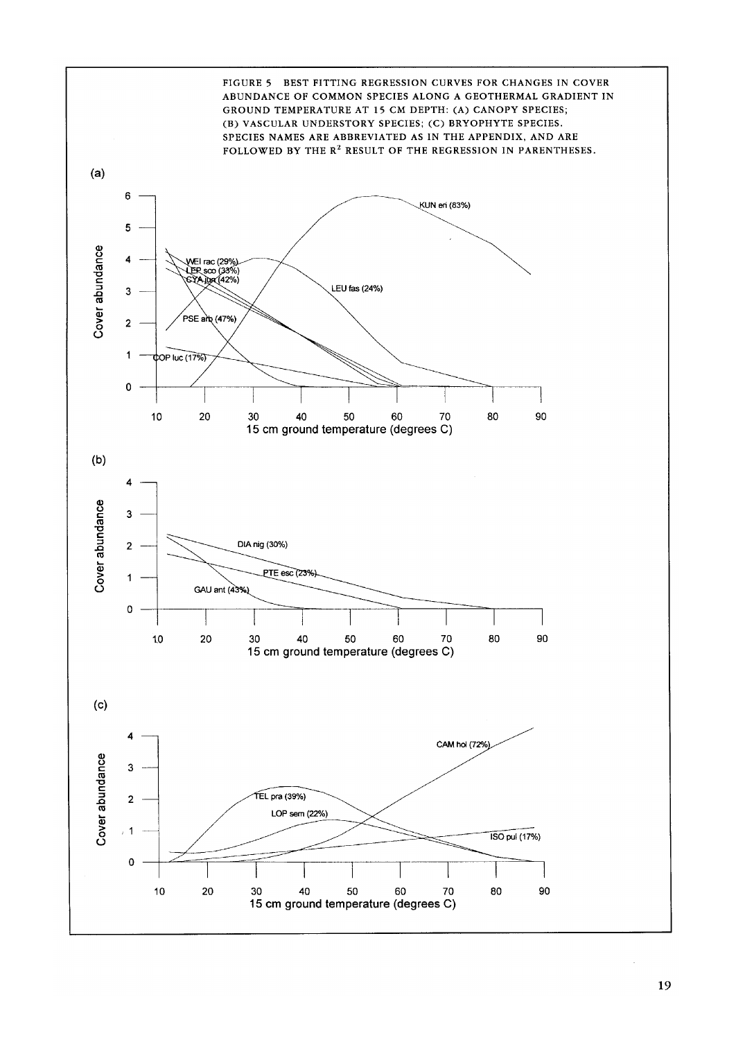FIGURE 5 BEST FITTING REGRESSION CURVES FOR CHANGES IN COVER ABUNDANCE OF COMMON SPECIES ALONG A GEOTHERMAL GRADIENT IN GROUND TEMPERATURE AT 15 CM DEPTH: (A) CANOPY SPECIES; (B) VASCULAR UNDERSTORY SPECIES; (C) BRYOPHYTE SPECIES. SPECIES NAMES ARE ABBREVIATED AS IN THE APPENDIX, AND ARE FOLLOWED BY THE $R^2$ RESULT OF THE REGRESSION IN PARENTHESES.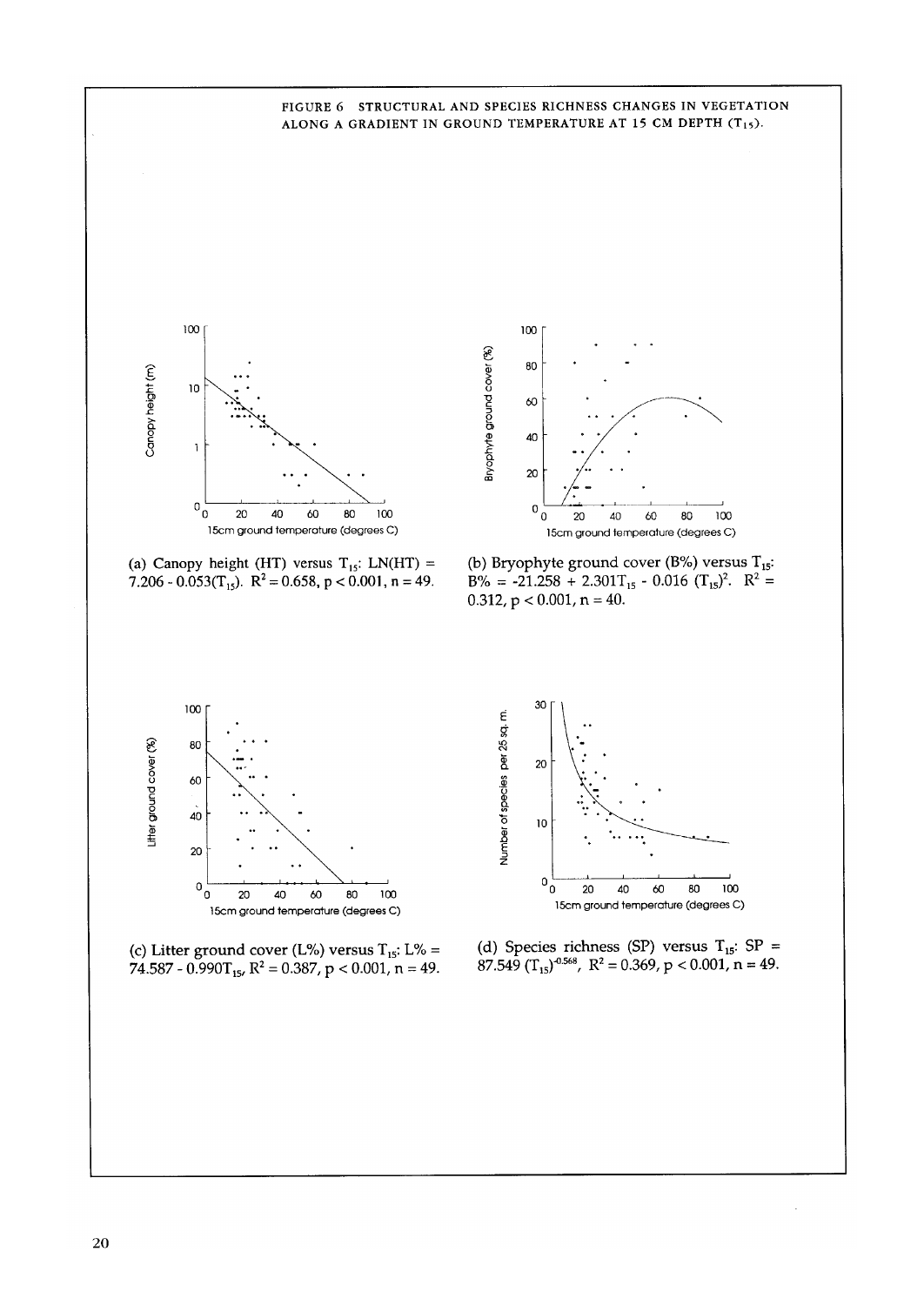FIGURE 6 STRUCTURAL AND SPECIES RICHNESS CHANGES IN VEGETATION ALONG A GRADIENT IN GROUND TEMPERATURE AT 15 CM DEPTH ($T_{15}$).

(a) Canopy height (HT) versus $T_{15}$: $LN(HT) = 7.206 - 0.053(T_{15})$. $R^2 = 0.658$, $p < 0.001$, $n = 49$.

(b) Bryophyte ground cover (B%) versus $T_{15}$: $B\% = -21.258 + 2.301T_{15} - 0.016(T_{15})^2$. $R^2 = 0.312$, $p < 0.001$, $n = 40$.

(c) Litter ground cover (L%) versus $T_{15}$: $L\% = 74.587 - 0.990T_{15}$, $R^2 = 0.387$, $p < 0.001$, $n = 49$.

(d) Species richness (SP) versus $T_{15}$: $SP = 87.549(T_{15})^{-0.568}$, $R^2 = 0.369$, $p < 0.001$, $n = 49$.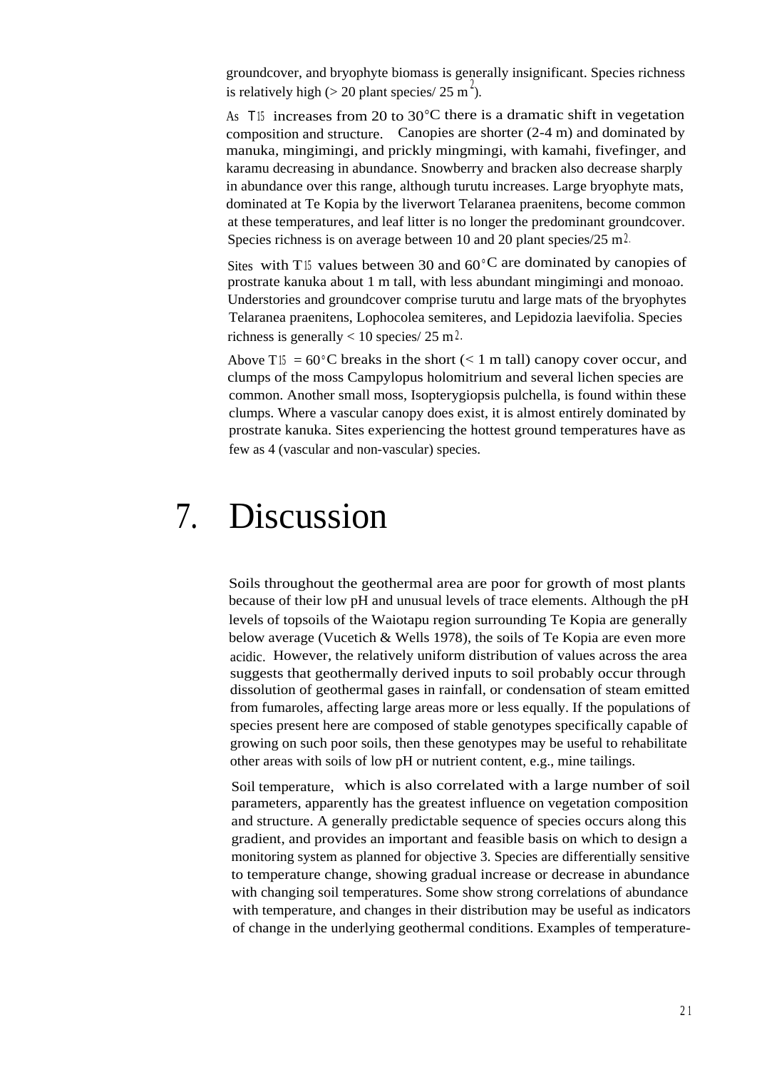groundcover, and bryophyte biomass is generally insignificant. Species richness is relatively high (> 20 plant species/ 25 $m^2$).

As $T_{15}$ increases from 20 to 30°C there is a dramatic shift in vegetation composition and structure. Canopies are shorter (2-4 m) and dominated by manuka, mingimingi, and prickly mingmingi, with kamahi, fivefinger, and karamu decreasing in abundance. Snowberry and bracken also decrease sharply in abundance over this range, although turutu increases. Large bryophyte mats, dominated at Te Kopia by the liverwort Telaranea praenitens, become common at these temperatures, and leaf litter is no longer the predominant groundcover. Species richness is on average between 10 and 20 plant species/25 $m^2$.

Sites with $T_{15}$ values between 30 and 60°C are dominated by canopies of prostrate kanuka about 1 m tall, with less abundant mingimingi and monoao. Understories and groundcover comprise turutu and large mats of the bryophytes Telaranea praenitens, Lophocolea semiteres, and Lepidozia laevifolia. Species richness is generally < 10 species/ 25 $m^2$.

Above $T_{15}$ = 60°C breaks in the short (< 1 m tall) canopy cover occur, and clumps of the moss Campylopus holomitrium and several lichen species are common. Another small moss, Isopterygiopsis pulchella, is found within these clumps. Where a vascular canopy does exist, it is almost entirely dominated by prostrate kanuka. Sites experiencing the hottest ground temperatures have as few as 4 (vascular and non-vascular) species.

# 7. Discussion

Soils throughout the geothermal area are poor for growth of most plants because of their low pH and unusual levels of trace elements. Although the pH levels of topsoils of the Waiotapu region surrounding Te Kopia are generally below average (Vucetich & Wells 1978), the soils of Te Kopia are even more acidic. However, the relatively uniform distribution of values across the area suggests that geothermally derived inputs to soil probably occur through dissolution of geothermal gases in rainfall, or condensation of steam emitted from fumaroles, affecting large areas more or less equally. If the populations of species present here are composed of stable genotypes specifically capable of growing on such poor soils, then these genotypes may be useful to rehabilitate other areas with soils of low pH or nutrient content, e.g., mine tailings.

Soil temperature, which is also correlated with a large number of soil parameters, apparently has the greatest influence on vegetation composition and structure. A generally predictable sequence of species occurs along this gradient, and provides an important and feasible basis on which to design a monitoring system as planned for objective 3. Species are differentially sensitive to temperature change, showing gradual increase or decrease in abundance with changing soil temperatures. Some show strong correlations of abundance with temperature, and changes in their distribution may be useful as indicators of change in the underlying geothermal conditions. Examples of temperature-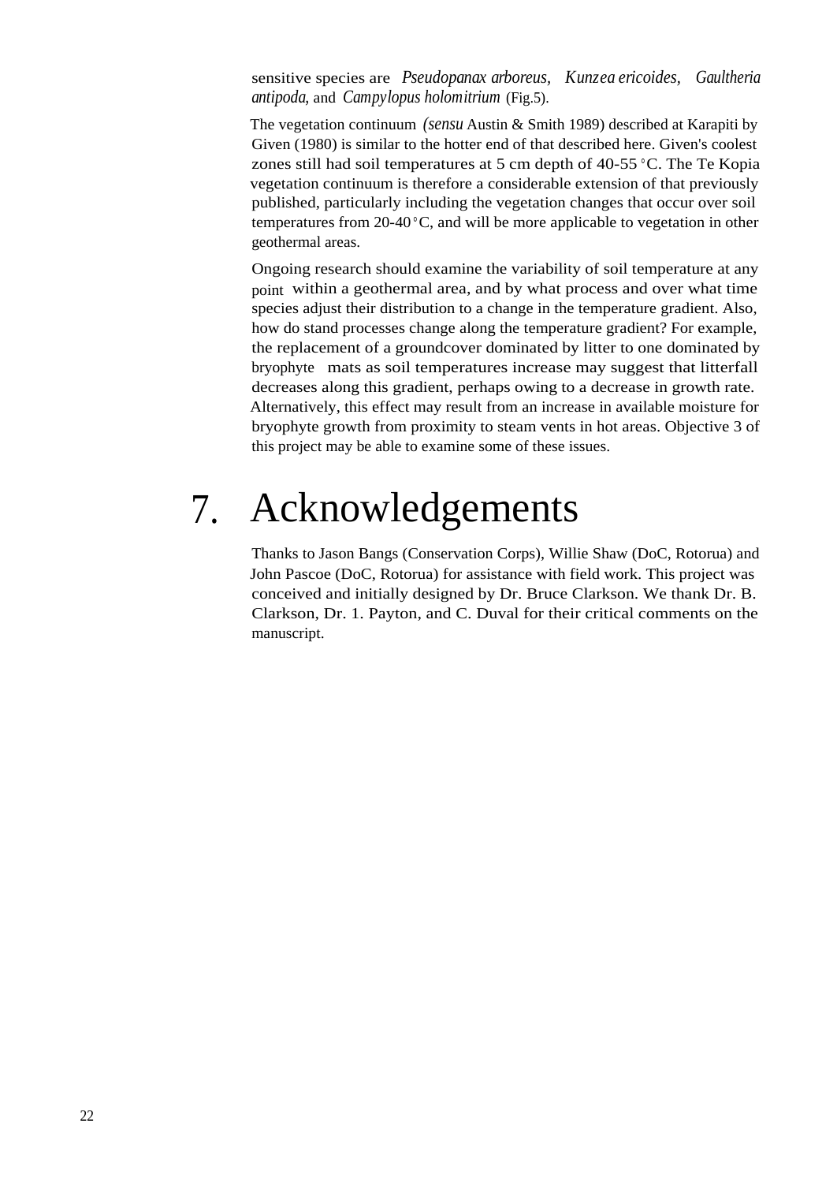sensitive species are *Pseudopanax arboreus*, *Kunzea ericoides*, *Gaultheria antipoda*, and *Campylopus holomitrium* (Fig.5).

The vegetation continuum (*sensu* Austin & Smith 1989) described at Karapiti by Given (1980) is similar to the hotter end of that described here. Given's coolest zones still had soil temperatures at 5 cm depth of 40-55 °C. The Te Kopia vegetation continuum is therefore a considerable extension of that previously published, particularly including the vegetation changes that occur over soil temperatures from 20-40 °C, and will be more applicable to vegetation in other geothermal areas.

Ongoing research should examine the variability of soil temperature at any point within a geothermal area, and by what process and over what time species adjust their distribution to a change in the temperature gradient. Also, how do stand processes change along the temperature gradient? For example, the replacement of a groundcover dominated by litter to one dominated by bryophyte mats as soil temperatures increase may suggest that litterfall decreases along this gradient, perhaps owing to a decrease in growth rate. Alternatively, this effect may result from an increase in available moisture for bryophyte growth from proximity to steam vents in hot areas. Objective 3 of this project may be able to examine some of these issues.

# 7. Acknowledgements

Thanks to Jason Bangs (Conservation Corps), Willie Shaw (DoC, Rotorua) and John Pascoe (DoC, Rotorua) for assistance with field work. This project was conceived and initially designed by Dr. Bruce Clarkson. We thank Dr. B. Clarkson, Dr. 1. Payton, and C. Duval for their critical comments on the manuscript.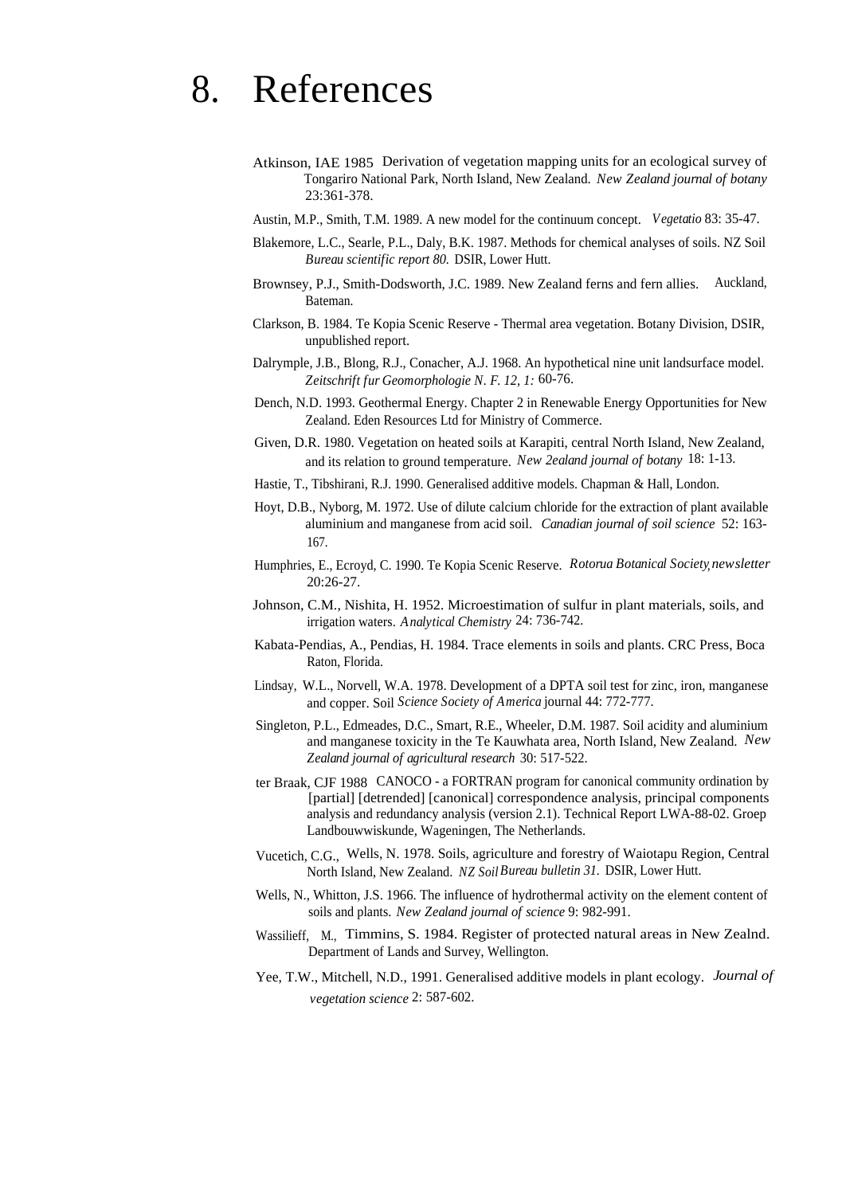# 8. References

Atkinson, IAE 1985 Derivation of vegetation mapping units for an ecological survey of Tongariro National Park, North Island, New Zealand. *New Zealand journal of botany* 23:361-378.

Austin, M.P., Smith, T.M. 1989. A new model for the continuum concept. *Vegetatio* 83: 35-47.

Blakemore, L.C., Searle, P.L., Daly, B.K. 1987. Methods for chemical analyses of soils. NZ Soil *Bureau scientific report 80.* DSIR, Lower Hutt.

Brownsey, P.J., Smith-Dodsworth, J.C. 1989. New Zealand ferns and fern allies. Auckland, Bateman.

Clarkson, B. 1984. Te Kopia Scenic Reserve - Thermal area vegetation. Botany Division, DSIR, unpublished report.

Dalrymple, J.B., Blong, R.J., Conacher, A.J. 1968. An hypothetical nine unit landsurface model. *Zeitschrift fur Geomorphologie N. F. 12, 1:* 60-76.

Dench, N.D. 1993. Geothermal Energy. Chapter 2 in Renewable Energy Opportunities for New Zealand. Eden Resources Ltd for Ministry of Commerce.

Given, D.R. 1980. Vegetation on heated soils at Karapiti, central North Island, New Zealand, and its relation to ground temperature. *New 2ealand journal of botany* 18: 1-13.

Hastie, T., Tibshirani, R.J. 1990. Generalised additive models. Chapman & Hall, London.

Hoyt, D.B., Nyborg, M. 1972. Use of dilute calcium chloride for the extraction of plant available aluminium and manganese from acid soil. *Canadian journal of soil science* 52: 163-167.

Humphries, E., Ecroyd, C. 1990. Te Kopia Scenic Reserve. *Rotorua Botanical Society newsletter* 20:26-27.

Johnson, C.M., Nishita, H. 1952. Microestimation of sulfur in plant materials, soils, and irrigation waters. *Analytical Chemistry* 24: 736-742.

Kabata-Pendias, A., Pendias, H. 1984. Trace elements in soils and plants. CRC Press, Boca Raton, Florida.

Lindsay, W.L., Norvell, W.A. 1978. Development of a DPTA soil test for zinc, iron, manganese and copper. Soil *Science Society of America* journal 44: 772-777.

Singleton, P.L., Edmeades, D.C., Smart, R.E., Wheeler, D.M. 1987. Soil acidity and aluminium and manganese toxicity in the Te Kauwhata area, North Island, New Zealand. *New Zealand journal of agricultural research* 30: 517-522.

ter Braak, CJF 1988 CANOCO - a FORTRAN program for canonical community ordination by [partial] [detrended] [canonical] correspondence analysis, principal components analysis and redundancy analysis (version 2.1). Technical Report LWA-88-02. Groep Landbouwwiskunde, Wageningen, The Netherlands.

Vucetich, C.G., Wells, N. 1978. Soils, agriculture and forestry of Waiotapu Region, Central North Island, New Zealand. *NZ Soil Bureau bulletin 31.* DSIR, Lower Hutt.

Wells, N., Whitton, J.S. 1966. The influence of hydrothermal activity on the element content of soils and plants. *New Zealand journal of science* 9: 982-991.

Wassilieff, M., Timmins, S. 1984. Register of protected natural areas in New Zealnd. Department of Lands and Survey, Wellington.

Yee, T.W., Mitchell, N.D., 1991. Generalised additive models in plant ecology. *Journal of vegetation science* 2: 587-602.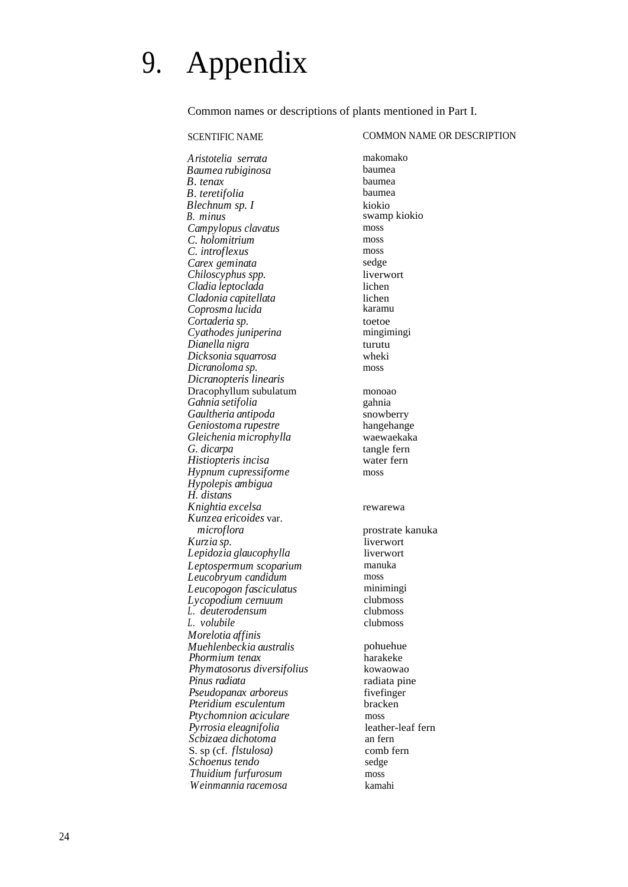# 9. Appendix

Common names or descriptions of plants mentioned in Part I.

| SCENTIFIC NAME | COMMON NAME OR DESCRIPTION |
|---|---|
| *Aristotelia serrata* | makomako |
| *Baumea rubiginosa* | baumea |
| *B. tenax* | baumea |
| *B. teretifolia* | baumea |
| *Blechnum sp. I* | kiokio |
| *B. minus* | swamp kiokio |
| *Campylopus clavatus* | moss |
| *C. holomitrium* | moss |
| *C. introflexus* | moss |
| *Carex geminata* | sedge |
| *Chiloscyphus spp.* | liverwort |
| *Cladia leptoclada* | lichen |
| *Cladonia capitellata* | lichen |
| *Coprosma lucida* | karamu |
| *Cortaderia sp.* | toetoe |
| *Cyathodes juniperina* | mingimingi |
| *Dianella nigra* | turutu |
| *Dicksonia squarrosa* | wheki |
| *Dicranoloma sp.* | moss |
| *Dicranopteris linearis* | |
| Dracophyllum subulatum | monoao |
| *Gahnia setifolia* | gahnia |
| *Gaultheria antipoda* | snowberry |
| *Geniostoma rupestre* | hangehange |
| *Gleichenia microphylla* | waewaekaka |
| *G. dicarpa* | tangle fern |
| *Histiopteris incisa* | water fern |
| *Hypnum cupressiforme* | moss |
| *Hypolepis ambigua* | |
| *H. distans* | |
| *Knightia excelsa* | rewarewa |
| *Kunzea ericoides* var. *microflora* | prostrate kanuka |
| *Kurzia sp.* | liverwort |
| *Lepidozia glaucophylla* | liverwort |
| *Leptospermum scoparium* | manuka |
| *Leucobryum candidum* | moss |
| *Leucopogon fasciculatus* | minimingi |
| *Lycopodium cernuum* | clubmoss |
| *L. deuterodensum* | clubmoss |
| *L. volubile* | clubmoss |
| *Morelotia affinis* | |
| *Muehlenbeckia australis* | pohuehue |
| *Phormium tenax* | harakeke |
| *Phymatosorus diversifolius* | kowaowao |
| *Pinus radiata* | radiata pine |
| *Pseudopanax arboreus* | fivefinger |
| *Pteridium esculentum* | bracken |
| *Ptychomnion aciculare* | moss |
| *Pyrrosia eleagnifolia* | leather-leaf fern |
| *Scbizaea dichotoma* | an fern |
| S. sp (cf. *flstulosa)* | comb fern |
| *Schoenus tendo* | sedge |
| *Thuidium furfurosum* | moss |
| *Weinmannia racemosa* | kamahi |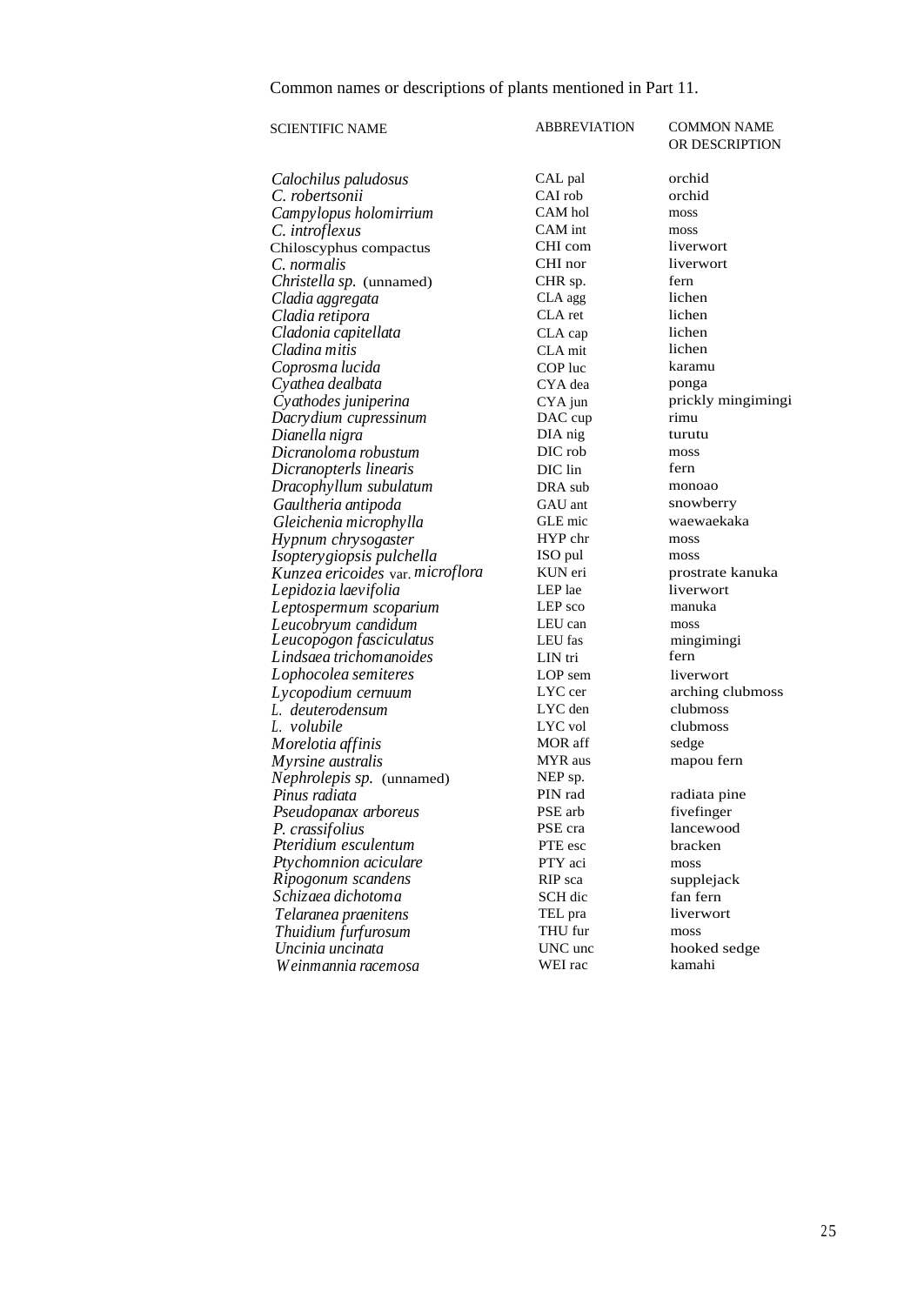Common names or descriptions of plants mentioned in Part 11.

| SCIENTIFIC NAME | ABBREVIATION | COMMON NAME OR DESCRIPTION |
|---|---|---|
| *Calochilus paludosus* | CAL pal | orchid |
| *C. robertsonii* | CAI rob | orchid |
| *Campylopus holomirrium* | CAM hol | moss |
| *C. introflexus* | CAM int | moss |
| Chiloscyphus compactus | CHI com | liverwort |
| *C. normalis* | CHI nor | liverwort |
| *Christella sp.* (unnamed) | CHR sp. | fern |
| *Cladia aggregata* | CLA agg | lichen |
| *Cladia retipora* | CLA ret | lichen |
| *Cladonia capitellata* | CLA cap | lichen |
| *Cladina mitis* | CLA mit | lichen |
| *Coprosma lucida* | COP luc | karamu |
| *Cyathea dealbata* | CYA dea | ponga |
| *Cyathodes juniperina* | CYA jun | prickly mingimingi |
| *Dacrydium cupressinum* | DAC cup | rimu |
| *Dianella nigra* | DIA nig | turutu |
| *Dicranoloma robustum* | DIC rob | moss |
| *Dicranopterls linearis* | DIC lin | fern |
| *Dracophyllum subulatum* | DRA sub | monoao |
| *Gaultheria antipoda* | GAU ant | snowberry |
| *Gleichenia microphylla* | GLE mic | waewaekaka |
| *Hypnum chrysogaster* | HYP chr | moss |
| *Isopterygiopsis pulchella* | ISO pul | moss |
| *Kunzea ericoides* var. *microflora* | KUN eri | prostrate kanuka |
| *Lepidozia laevifolia* | LEP lae | liverwort |
| *Leptospermum scoparium* | LEP sco | manuka |
| *Leucobryum candidum* | LEU can | moss |
| *Leucopogon fasciculatus* | LEU fas | mingimingi |
| *Lindsaea trichomanoides* | LIN tri | fern |
| *Lophocolea semiteres* | LOP sem | liverwort |
| *Lycopodium cernuum* | LYC cer | arching clubmoss |
| *L. deuterodensum* | LYC den | clubmoss |
| *L. volubile* | LYC vol | clubmoss |
| *Morelotia affinis* | MOR aff | sedge |
| *Myrsine australis* | MYR aus | mapou fern |
| *Nephrolepis sp.* (unnamed) | NEP sp. | |
| *Pinus radiata* | PIN rad | radiata pine |
| *Pseudopanax arboreus* | PSE arb | fivefinger |
| *P. crassifolius* | PSE cra | lancewood |
| *Pteridium esculentum* | PTE esc | bracken |
| *Ptychomnion aciculare* | PTY aci | moss |
| *Ripogonum scandens* | RIP sca | supplejack |
| *Schizaea dichotoma* | SCH dic | fan fern |
| *Telaranea praenitens* | TEL pra | liverwort |
| *Thuidium furfurosum* | THU fur | moss |
| *Uncinia uncinata* | UNC unc | hooked sedge |
| *Weinmannia racemosa* | WEI rac | kamahi |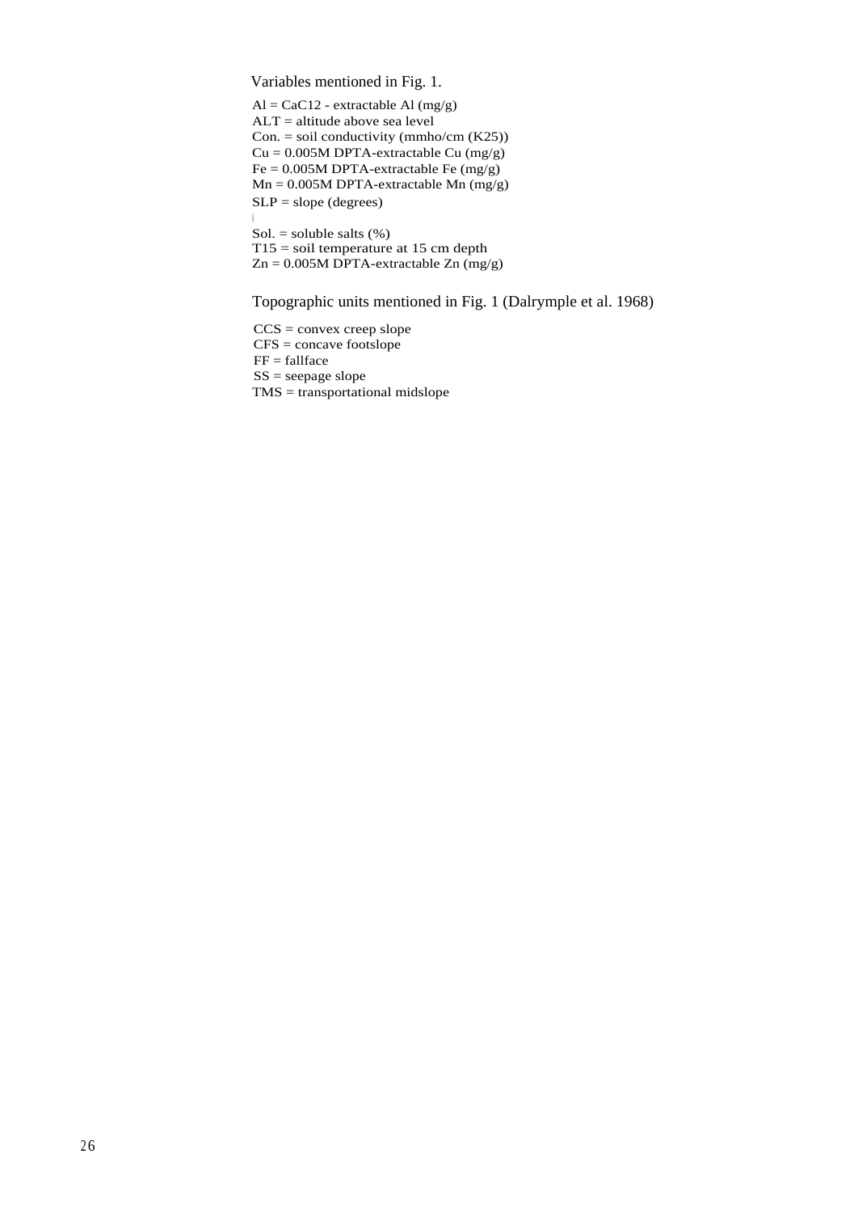Variables mentioned in Fig. 1.

Al = CaC12 - extractable Al (mg/g)
ALT = altitude above sea level
Con. = soil conductivity (mmho/cm (K25))
Cu = 0.005M DPTA-extractable Cu (mg/g)
Fe = 0.005M DPTA-extractable Fe (mg/g)
Mn = 0.005M DPTA-extractable Mn (mg/g)
SLP = slope (degrees)

Sol. = soluble salts (%)
T15 = soil temperature at 15 cm depth
Zn = 0.005M DPTA-extractable Zn (mg/g)

Topographic units mentioned in Fig. 1 (Dalrymple et al. 1968)

CCS = convex creep slope
CFS = concave footslope
FF = fallface
SS = seepage slope
TMS = transportational midslope